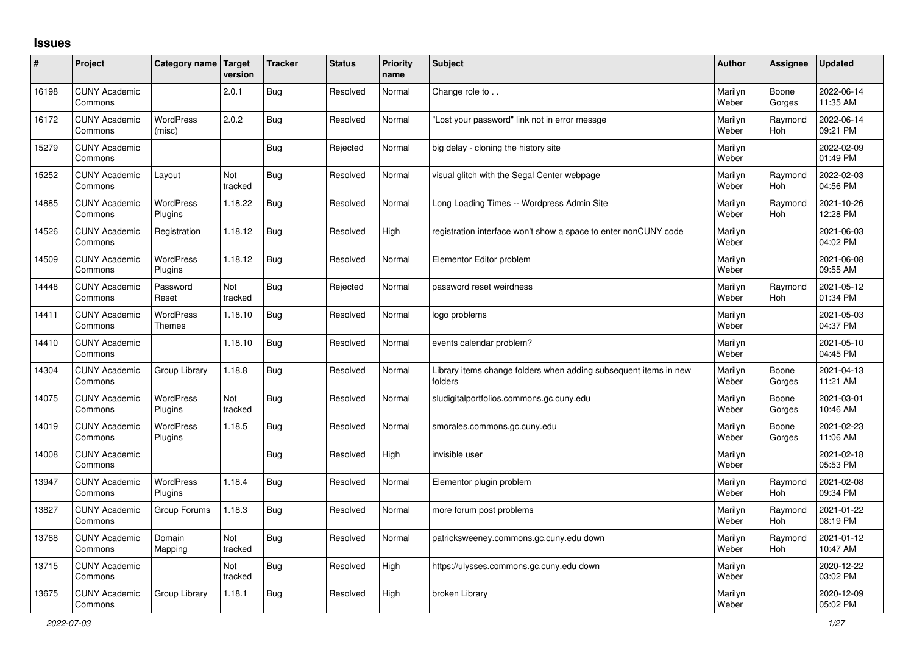# Issues

| # | Project | Category name | Target version | Tracker | Status | Priority name | Subject | Author | Assignee | Updated |
|---|---|---|---|---|---|---|---|---|---|---|
| 16198 | CUNY Academic Commons | | 2.0.1 | Bug | Resolved | Normal | Change role to . . | Marilyn Weber | Boone Gorges | 2022-06-14 11:35 AM |
| 16172 | CUNY Academic Commons | WordPress (misc) | 2.0.2 | Bug | Resolved | Normal | "Lost your password" link not in error messge | Marilyn Weber | Raymond Hoh | 2022-06-14 09:21 PM |
| 15279 | CUNY Academic Commons | | | Bug | Rejected | Normal | big delay - cloning the history site | Marilyn Weber | | 2022-02-09 01:49 PM |
| 15252 | CUNY Academic Commons | Layout | Not tracked | Bug | Resolved | Normal | visual glitch with the Segal Center webpage | Marilyn Weber | Raymond Hoh | 2022-02-03 04:56 PM |
| 14885 | CUNY Academic Commons | WordPress Plugins | 1.18.22 | Bug | Resolved | Normal | Long Loading Times -- Wordpress Admin Site | Marilyn Weber | Raymond Hoh | 2021-10-26 12:28 PM |
| 14526 | CUNY Academic Commons | Registration | 1.18.12 | Bug | Resolved | High | registration interface won't show a space to enter nonCUNY code | Marilyn Weber | | 2021-06-03 04:02 PM |
| 14509 | CUNY Academic Commons | WordPress Plugins | 1.18.12 | Bug | Resolved | Normal | Elementor Editor problem | Marilyn Weber | | 2021-06-08 09:55 AM |
| 14448 | CUNY Academic Commons | Password Reset | Not tracked | Bug | Rejected | Normal | password reset weirdness | Marilyn Weber | Raymond Hoh | 2021-05-12 01:34 PM |
| 14411 | CUNY Academic Commons | WordPress Themes | 1.18.10 | Bug | Resolved | Normal | logo problems | Marilyn Weber | | 2021-05-03 04:37 PM |
| 14410 | CUNY Academic Commons | | 1.18.10 | Bug | Resolved | Normal | events calendar problem? | Marilyn Weber | | 2021-05-10 04:45 PM |
| 14304 | CUNY Academic Commons | Group Library | 1.18.8 | Bug | Resolved | Normal | Library items change folders when adding subsequent items in new folders | Marilyn Weber | Boone Gorges | 2021-04-13 11:21 AM |
| 14075 | CUNY Academic Commons | WordPress Plugins | Not tracked | Bug | Resolved | Normal | sludigitalportfolios.commons.gc.cuny.edu | Marilyn Weber | Boone Gorges | 2021-03-01 10:46 AM |
| 14019 | CUNY Academic Commons | WordPress Plugins | 1.18.5 | Bug | Resolved | Normal | smorales.commons.gc.cuny.edu | Marilyn Weber | Boone Gorges | 2021-02-23 11:06 AM |
| 14008 | CUNY Academic Commons | | | Bug | Resolved | High | invisible user | Marilyn Weber | | 2021-02-18 05:53 PM |
| 13947 | CUNY Academic Commons | WordPress Plugins | 1.18.4 | Bug | Resolved | Normal | Elementor plugin problem | Marilyn Weber | Raymond Hoh | 2021-02-08 09:34 PM |
| 13827 | CUNY Academic Commons | Group Forums | 1.18.3 | Bug | Resolved | Normal | more forum post problems | Marilyn Weber | Raymond Hoh | 2021-01-22 08:19 PM |
| 13768 | CUNY Academic Commons | Domain Mapping | Not tracked | Bug | Resolved | Normal | patricksweeney.commons.gc.cuny.edu down | Marilyn Weber | Raymond Hoh | 2021-01-12 10:47 AM |
| 13715 | CUNY Academic Commons | | Not tracked | Bug | Resolved | High | https://ulysses.commons.gc.cuny.edu down | Marilyn Weber | | 2020-12-22 03:02 PM |
| 13675 | CUNY Academic Commons | Group Library | 1.18.1 | Bug | Resolved | High | broken Library | Marilyn Weber | | 2020-12-09 05:02 PM |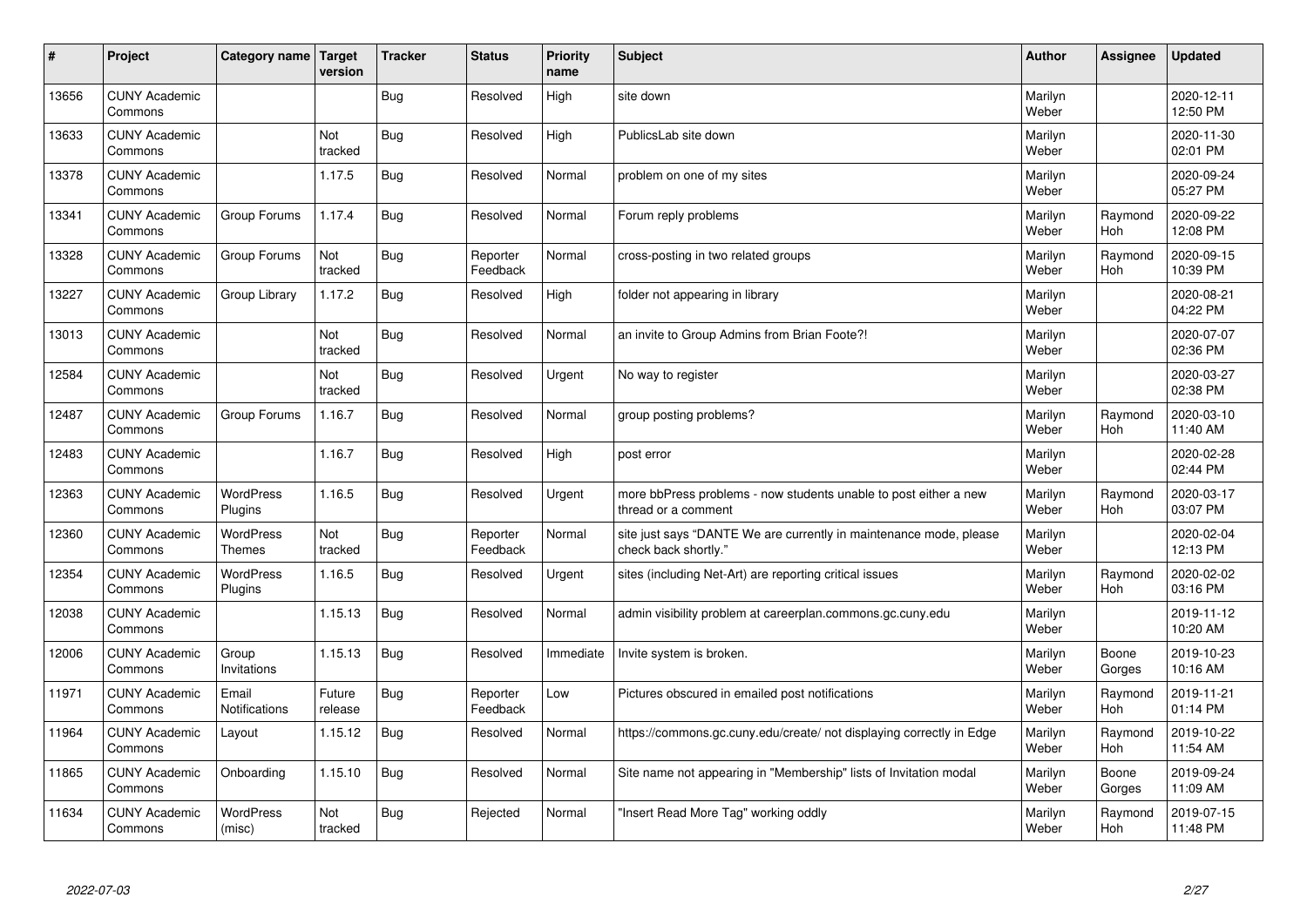| # | Project | Category name | Target version | Tracker | Status | Priority name | Subject | Author | Assignee | Updated |
|---|---|---|---|---|---|---|---|---|---|---|
| 13656 | CUNY Academic Commons | | | Bug | Resolved | High | site down | Marilyn Weber | | 2020-12-11 12:50 PM |
| 13633 | CUNY Academic Commons | | Not tracked | Bug | Resolved | High | PublicsLab site down | Marilyn Weber | | 2020-11-30 02:01 PM |
| 13378 | CUNY Academic Commons | | 1.17.5 | Bug | Resolved | Normal | problem on one of my sites | Marilyn Weber | | 2020-09-24 05:27 PM |
| 13341 | CUNY Academic Commons | Group Forums | 1.17.4 | Bug | Resolved | Normal | Forum reply problems | Marilyn Weber | Raymond Hoh | 2020-09-22 12:08 PM |
| 13328 | CUNY Academic Commons | Group Forums | Not tracked | Bug | Reporter Feedback | Normal | cross-posting in two related groups | Marilyn Weber | Raymond Hoh | 2020-09-15 10:39 PM |
| 13227 | CUNY Academic Commons | Group Library | 1.17.2 | Bug | Resolved | High | folder not appearing in library | Marilyn Weber | | 2020-08-21 04:22 PM |
| 13013 | CUNY Academic Commons | | Not tracked | Bug | Resolved | Normal | an invite to Group Admins from Brian Foote?! | Marilyn Weber | | 2020-07-07 02:36 PM |
| 12584 | CUNY Academic Commons | | Not tracked | Bug | Resolved | Urgent | No way to register | Marilyn Weber | | 2020-03-27 02:38 PM |
| 12487 | CUNY Academic Commons | Group Forums | 1.16.7 | Bug | Resolved | Normal | group posting problems? | Marilyn Weber | Raymond Hoh | 2020-03-10 11:40 AM |
| 12483 | CUNY Academic Commons | | 1.16.7 | Bug | Resolved | High | post error | Marilyn Weber | | 2020-02-28 02:44 PM |
| 12363 | CUNY Academic Commons | WordPress Plugins | 1.16.5 | Bug | Resolved | Urgent | more bbPress problems - now students unable to post either a new thread or a comment | Marilyn Weber | Raymond Hoh | 2020-03-17 03:07 PM |
| 12360 | CUNY Academic Commons | WordPress Themes | Not tracked | Bug | Reporter Feedback | Normal | site just says "DANTE We are currently in maintenance mode, please check back shortly." | Marilyn Weber | | 2020-02-04 12:13 PM |
| 12354 | CUNY Academic Commons | WordPress Plugins | 1.16.5 | Bug | Resolved | Urgent | sites (including Net-Art) are reporting critical issues | Marilyn Weber | Raymond Hoh | 2020-02-02 03:16 PM |
| 12038 | CUNY Academic Commons | | 1.15.13 | Bug | Resolved | Normal | admin visibility problem at careerplan.commons.gc.cuny.edu | Marilyn Weber | | 2019-11-12 10:20 AM |
| 12006 | CUNY Academic Commons | Group Invitations | 1.15.13 | Bug | Resolved | Immediate | Invite system is broken. | Marilyn Weber | Boone Gorges | 2019-10-23 10:16 AM |
| 11971 | CUNY Academic Commons | Email Notifications | Future release | Bug | Reporter Feedback | Low | Pictures obscured in emailed post notifications | Marilyn Weber | Raymond Hoh | 2019-11-21 01:14 PM |
| 11964 | CUNY Academic Commons | Layout | 1.15.12 | Bug | Resolved | Normal | https://commons.gc.cuny.edu/create/ not displaying correctly in Edge | Marilyn Weber | Raymond Hoh | 2019-10-22 11:54 AM |
| 11865 | CUNY Academic Commons | Onboarding | 1.15.10 | Bug | Resolved | Normal | Site name not appearing in "Membership" lists of Invitation modal | Marilyn Weber | Boone Gorges | 2019-09-24 11:09 AM |
| 11634 | CUNY Academic Commons | WordPress (misc) | Not tracked | Bug | Rejected | Normal | "Insert Read More Tag" working oddly | Marilyn Weber | Raymond Hoh | 2019-07-15 11:48 PM |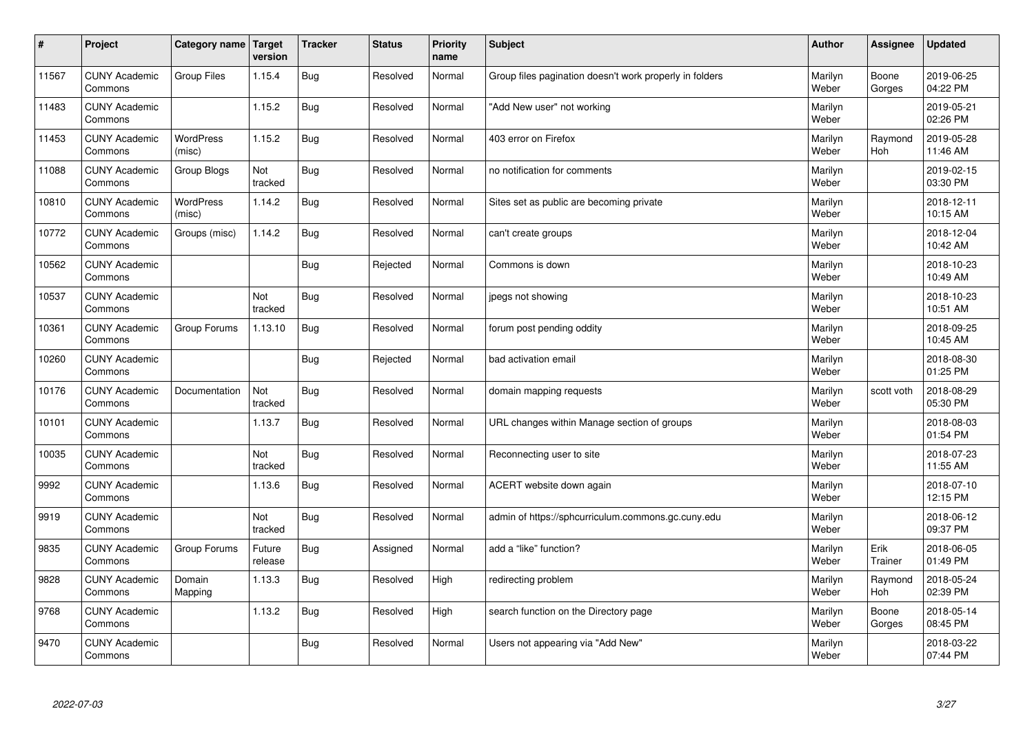| # | Project | Category name | Target version | Tracker | Status | Priority name | Subject | Author | Assignee | Updated |
|---|---|---|---|---|---|---|---|---|---|---|
| 11567 | CUNY Academic Commons | Group Files | 1.15.4 | Bug | Resolved | Normal | Group files pagination doesn't work properly in folders | Marilyn Weber | Boone Gorges | 2019-06-25 04:22 PM |
| 11483 | CUNY Academic Commons | | 1.15.2 | Bug | Resolved | Normal | "Add New user" not working | Marilyn Weber | | 2019-05-21 02:26 PM |
| 11453 | CUNY Academic Commons | WordPress (misc) | 1.15.2 | Bug | Resolved | Normal | 403 error on Firefox | Marilyn Weber | Raymond Hoh | 2019-05-28 11:46 AM |
| 11088 | CUNY Academic Commons | Group Blogs | Not tracked | Bug | Resolved | Normal | no notification for comments | Marilyn Weber | | 2019-02-15 03:30 PM |
| 10810 | CUNY Academic Commons | WordPress (misc) | 1.14.2 | Bug | Resolved | Normal | Sites set as public are becoming private | Marilyn Weber | | 2018-12-11 10:15 AM |
| 10772 | CUNY Academic Commons | Groups (misc) | 1.14.2 | Bug | Resolved | Normal | can't create groups | Marilyn Weber | | 2018-12-04 10:42 AM |
| 10562 | CUNY Academic Commons | | | Bug | Rejected | Normal | Commons is down | Marilyn Weber | | 2018-10-23 10:49 AM |
| 10537 | CUNY Academic Commons | | Not tracked | Bug | Resolved | Normal | jpegs not showing | Marilyn Weber | | 2018-10-23 10:51 AM |
| 10361 | CUNY Academic Commons | Group Forums | 1.13.10 | Bug | Resolved | Normal | forum post pending oddity | Marilyn Weber | | 2018-09-25 10:45 AM |
| 10260 | CUNY Academic Commons | | | Bug | Rejected | Normal | bad activation email | Marilyn Weber | | 2018-08-30 01:25 PM |
| 10176 | CUNY Academic Commons | Documentation | Not tracked | Bug | Resolved | Normal | domain mapping requests | Marilyn Weber | scott voth | 2018-08-29 05:30 PM |
| 10101 | CUNY Academic Commons | | 1.13.7 | Bug | Resolved | Normal | URL changes within Manage section of groups | Marilyn Weber | | 2018-08-03 01:54 PM |
| 10035 | CUNY Academic Commons | | Not tracked | Bug | Resolved | Normal | Reconnecting user to site | Marilyn Weber | | 2018-07-23 11:55 AM |
| 9992 | CUNY Academic Commons | | 1.13.6 | Bug | Resolved | Normal | ACERT website down again | Marilyn Weber | | 2018-07-10 12:15 PM |
| 9919 | CUNY Academic Commons | | Not tracked | Bug | Resolved | Normal | admin of https://sphcurriculum.commons.gc.cuny.edu | Marilyn Weber | | 2018-06-12 09:37 PM |
| 9835 | CUNY Academic Commons | Group Forums | Future release | Bug | Assigned | Normal | add a "like" function? | Marilyn Weber | Erik Trainer | 2018-06-05 01:49 PM |
| 9828 | CUNY Academic Commons | Domain Mapping | 1.13.3 | Bug | Resolved | High | redirecting problem | Marilyn Weber | Raymond Hoh | 2018-05-24 02:39 PM |
| 9768 | CUNY Academic Commons | | 1.13.2 | Bug | Resolved | High | search function on the Directory page | Marilyn Weber | Boone Gorges | 2018-05-14 08:45 PM |
| 9470 | CUNY Academic Commons | | | Bug | Resolved | Normal | Users not appearing via "Add New" | Marilyn Weber | | 2018-03-22 07:44 PM |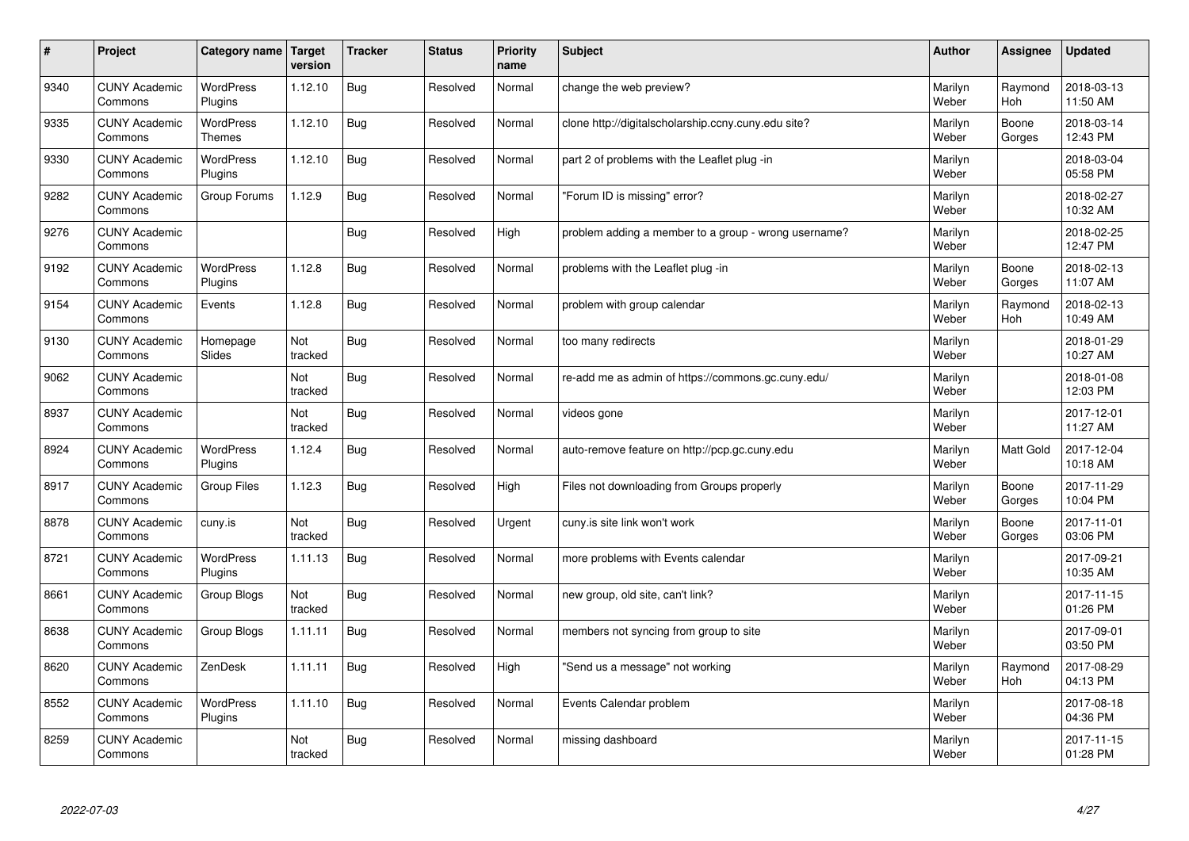| # | Project | Category name | Target version | Tracker | Status | Priority name | Subject | Author | Assignee | Updated |
|---|---|---|---|---|---|---|---|---|---|---|
| 9340 | CUNY Academic Commons | WordPress Plugins | 1.12.10 | Bug | Resolved | Normal | change the web preview? | Marilyn Weber | Raymond Hoh | 2018-03-13 11:50 AM |
| 9335 | CUNY Academic Commons | WordPress Themes | 1.12.10 | Bug | Resolved | Normal | clone http://digitalscholarship.ccny.cuny.edu site? | Marilyn Weber | Boone Gorges | 2018-03-14 12:43 PM |
| 9330 | CUNY Academic Commons | WordPress Plugins | 1.12.10 | Bug | Resolved | Normal | part 2 of problems with the Leaflet plug -in | Marilyn Weber | | 2018-03-04 05:58 PM |
| 9282 | CUNY Academic Commons | Group Forums | 1.12.9 | Bug | Resolved | Normal | "Forum ID is missing" error? | Marilyn Weber | | 2018-02-27 10:32 AM |
| 9276 | CUNY Academic Commons | | | Bug | Resolved | High | problem adding a member to a group - wrong username? | Marilyn Weber | | 2018-02-25 12:47 PM |
| 9192 | CUNY Academic Commons | WordPress Plugins | 1.12.8 | Bug | Resolved | Normal | problems with the Leaflet plug -in | Marilyn Weber | Boone Gorges | 2018-02-13 11:07 AM |
| 9154 | CUNY Academic Commons | Events | 1.12.8 | Bug | Resolved | Normal | problem with group calendar | Marilyn Weber | Raymond Hoh | 2018-02-13 10:49 AM |
| 9130 | CUNY Academic Commons | Homepage Slides | Not tracked | Bug | Resolved | Normal | too many redirects | Marilyn Weber | | 2018-01-29 10:27 AM |
| 9062 | CUNY Academic Commons | | Not tracked | Bug | Resolved | Normal | re-add me as admin of https://commons.gc.cuny.edu/ | Marilyn Weber | | 2018-01-08 12:03 PM |
| 8937 | CUNY Academic Commons | | Not tracked | Bug | Resolved | Normal | videos gone | Marilyn Weber | | 2017-12-01 11:27 AM |
| 8924 | CUNY Academic Commons | WordPress Plugins | 1.12.4 | Bug | Resolved | Normal | auto-remove feature on http://pcp.gc.cuny.edu | Marilyn Weber | Matt Gold | 2017-12-04 10:18 AM |
| 8917 | CUNY Academic Commons | Group Files | 1.12.3 | Bug | Resolved | High | Files not downloading from Groups properly | Marilyn Weber | Boone Gorges | 2017-11-29 10:04 PM |
| 8878 | CUNY Academic Commons | cuny.is | Not tracked | Bug | Resolved | Urgent | cuny.is site link won't work | Marilyn Weber | Boone Gorges | 2017-11-01 03:06 PM |
| 8721 | CUNY Academic Commons | WordPress Plugins | 1.11.13 | Bug | Resolved | Normal | more problems with Events calendar | Marilyn Weber | | 2017-09-21 10:35 AM |
| 8661 | CUNY Academic Commons | Group Blogs | Not tracked | Bug | Resolved | Normal | new group, old site, can't link? | Marilyn Weber | | 2017-11-15 01:26 PM |
| 8638 | CUNY Academic Commons | Group Blogs | 1.11.11 | Bug | Resolved | Normal | members not syncing from group to site | Marilyn Weber | | 2017-09-01 03:50 PM |
| 8620 | CUNY Academic Commons | ZenDesk | 1.11.11 | Bug | Resolved | High | "Send us a message" not working | Marilyn Weber | Raymond Hoh | 2017-08-29 04:13 PM |
| 8552 | CUNY Academic Commons | WordPress Plugins | 1.11.10 | Bug | Resolved | Normal | Events Calendar problem | Marilyn Weber | | 2017-08-18 04:36 PM |
| 8259 | CUNY Academic Commons | | Not tracked | Bug | Resolved | Normal | missing dashboard | Marilyn Weber | | 2017-11-15 01:28 PM |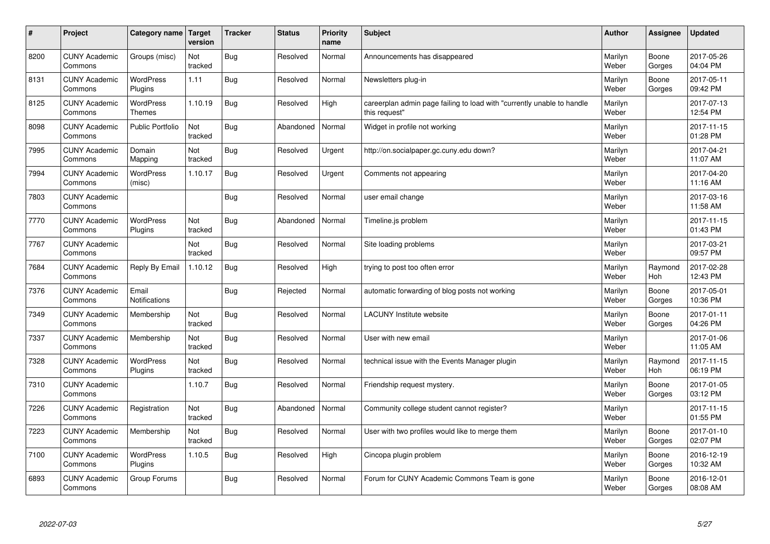| # | Project | Category name | Target version | Tracker | Status | Priority name | Subject | Author | Assignee | Updated |
|---|---|---|---|---|---|---|---|---|---|---|
| 8200 | CUNY Academic Commons | Groups (misc) | Not tracked | Bug | Resolved | Normal | Announcements has disappeared | Marilyn Weber | Boone Gorges | 2017-05-26 04:04 PM |
| 8131 | CUNY Academic Commons | WordPress Plugins | 1.11 | Bug | Resolved | Normal | Newsletters plug-in | Marilyn Weber | Boone Gorges | 2017-05-11 09:42 PM |
| 8125 | CUNY Academic Commons | WordPress Themes | 1.10.19 | Bug | Resolved | High | careerplan admin page failing to load with "currently unable to handle this request" | Marilyn Weber | | 2017-07-13 12:54 PM |
| 8098 | CUNY Academic Commons | Public Portfolio | Not tracked | Bug | Abandoned | Normal | Widget in profile not working | Marilyn Weber | | 2017-11-15 01:28 PM |
| 7995 | CUNY Academic Commons | Domain Mapping | Not tracked | Bug | Resolved | Urgent | http://on.socialpaper.gc.cuny.edu down? | Marilyn Weber | | 2017-04-21 11:07 AM |
| 7994 | CUNY Academic Commons | WordPress (misc) | 1.10.17 | Bug | Resolved | Urgent | Comments not appearing | Marilyn Weber | | 2017-04-20 11:16 AM |
| 7803 | CUNY Academic Commons | | | Bug | Resolved | Normal | user email change | Marilyn Weber | | 2017-03-16 11:58 AM |
| 7770 | CUNY Academic Commons | WordPress Plugins | Not tracked | Bug | Abandoned | Normal | Timeline.js problem | Marilyn Weber | | 2017-11-15 01:43 PM |
| 7767 | CUNY Academic Commons | | Not tracked | Bug | Resolved | Normal | Site loading problems | Marilyn Weber | | 2017-03-21 09:57 PM |
| 7684 | CUNY Academic Commons | Reply By Email | 1.10.12 | Bug | Resolved | High | trying to post too often error | Marilyn Weber | Raymond Hoh | 2017-02-28 12:43 PM |
| 7376 | CUNY Academic Commons | Email Notifications | | Bug | Rejected | Normal | automatic forwarding of blog posts not working | Marilyn Weber | Boone Gorges | 2017-05-01 10:36 PM |
| 7349 | CUNY Academic Commons | Membership | Not tracked | Bug | Resolved | Normal | LACUNY Institute website | Marilyn Weber | Boone Gorges | 2017-01-11 04:26 PM |
| 7337 | CUNY Academic Commons | Membership | Not tracked | Bug | Resolved | Normal | User with new email | Marilyn Weber | | 2017-01-06 11:05 AM |
| 7328 | CUNY Academic Commons | WordPress Plugins | Not tracked | Bug | Resolved | Normal | technical issue with the Events Manager plugin | Marilyn Weber | Raymond Hoh | 2017-11-15 06:19 PM |
| 7310 | CUNY Academic Commons | | 1.10.7 | Bug | Resolved | Normal | Friendship request mystery. | Marilyn Weber | Boone Gorges | 2017-01-05 03:12 PM |
| 7226 | CUNY Academic Commons | Registration | Not tracked | Bug | Abandoned | Normal | Community college student cannot register? | Marilyn Weber | | 2017-11-15 01:55 PM |
| 7223 | CUNY Academic Commons | Membership | Not tracked | Bug | Resolved | Normal | User with two profiles would like to merge them | Marilyn Weber | Boone Gorges | 2017-01-10 02:07 PM |
| 7100 | CUNY Academic Commons | WordPress Plugins | 1.10.5 | Bug | Resolved | High | Cincopa plugin problem | Marilyn Weber | Boone Gorges | 2016-12-19 10:32 AM |
| 6893 | CUNY Academic Commons | Group Forums | | Bug | Resolved | Normal | Forum for CUNY Academic Commons Team is gone | Marilyn Weber | Boone Gorges | 2016-12-01 08:08 AM |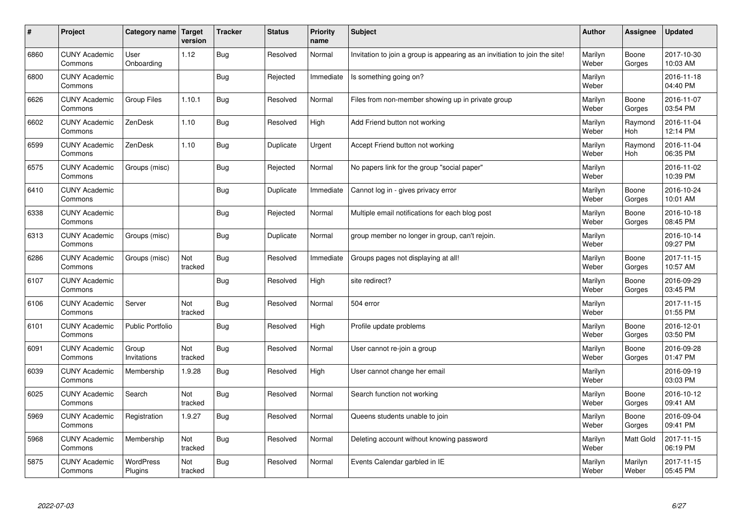| # | Project | Category name | Target version | Tracker | Status | Priority name | Subject | Author | Assignee | Updated |
|---|---|---|---|---|---|---|---|---|---|---|
| 6860 | CUNY Academic Commons | User Onboarding | 1.12 | Bug | Resolved | Normal | Invitation to join a group is appearing as an invitiation to join the site! | Marilyn Weber | Boone Gorges | 2017-10-30 10:03 AM |
| 6800 | CUNY Academic Commons | | | Bug | Rejected | Immediate | Is something going on? | Marilyn Weber | | 2016-11-18 04:40 PM |
| 6626 | CUNY Academic Commons | Group Files | 1.10.1 | Bug | Resolved | Normal | Files from non-member showing up in private group | Marilyn Weber | Boone Gorges | 2016-11-07 03:54 PM |
| 6602 | CUNY Academic Commons | ZenDesk | 1.10 | Bug | Resolved | High | Add Friend button not working | Marilyn Weber | Raymond Hoh | 2016-11-04 12:14 PM |
| 6599 | CUNY Academic Commons | ZenDesk | 1.10 | Bug | Duplicate | Urgent | Accept Friend button not working | Marilyn Weber | Raymond Hoh | 2016-11-04 06:35 PM |
| 6575 | CUNY Academic Commons | Groups (misc) | | Bug | Rejected | Normal | No papers link for the group "social paper" | Marilyn Weber | | 2016-11-02 10:39 PM |
| 6410 | CUNY Academic Commons | | | Bug | Duplicate | Immediate | Cannot log in - gives privacy error | Marilyn Weber | Boone Gorges | 2016-10-24 10:01 AM |
| 6338 | CUNY Academic Commons | | | Bug | Rejected | Normal | Multiple email notifications for each blog post | Marilyn Weber | Boone Gorges | 2016-10-18 08:45 PM |
| 6313 | CUNY Academic Commons | Groups (misc) | | Bug | Duplicate | Normal | group member no longer in group, can't rejoin. | Marilyn Weber | | 2016-10-14 09:27 PM |
| 6286 | CUNY Academic Commons | Groups (misc) | Not tracked | Bug | Resolved | Immediate | Groups pages not displaying at all! | Marilyn Weber | Boone Gorges | 2017-11-15 10:57 AM |
| 6107 | CUNY Academic Commons | | | Bug | Resolved | High | site redirect? | Marilyn Weber | Boone Gorges | 2016-09-29 03:45 PM |
| 6106 | CUNY Academic Commons | Server | Not tracked | Bug | Resolved | Normal | 504 error | Marilyn Weber | | 2017-11-15 01:55 PM |
| 6101 | CUNY Academic Commons | Public Portfolio | | Bug | Resolved | High | Profile update problems | Marilyn Weber | Boone Gorges | 2016-12-01 03:50 PM |
| 6091 | CUNY Academic Commons | Group Invitations | Not tracked | Bug | Resolved | Normal | User cannot re-join a group | Marilyn Weber | Boone Gorges | 2016-09-28 01:47 PM |
| 6039 | CUNY Academic Commons | Membership | 1.9.28 | Bug | Resolved | High | User cannot change her email | Marilyn Weber | | 2016-09-19 03:03 PM |
| 6025 | CUNY Academic Commons | Search | Not tracked | Bug | Resolved | Normal | Search function not working | Marilyn Weber | Boone Gorges | 2016-10-12 09:41 AM |
| 5969 | CUNY Academic Commons | Registration | 1.9.27 | Bug | Resolved | Normal | Queens students unable to join | Marilyn Weber | Boone Gorges | 2016-09-04 09:41 PM |
| 5968 | CUNY Academic Commons | Membership | Not tracked | Bug | Resolved | Normal | Deleting account without knowing password | Marilyn Weber | Matt Gold | 2017-11-15 06:19 PM |
| 5875 | CUNY Academic Commons | WordPress Plugins | Not tracked | Bug | Resolved | Normal | Events Calendar garbled in IE | Marilyn Weber | Marilyn Weber | 2017-11-15 05:45 PM |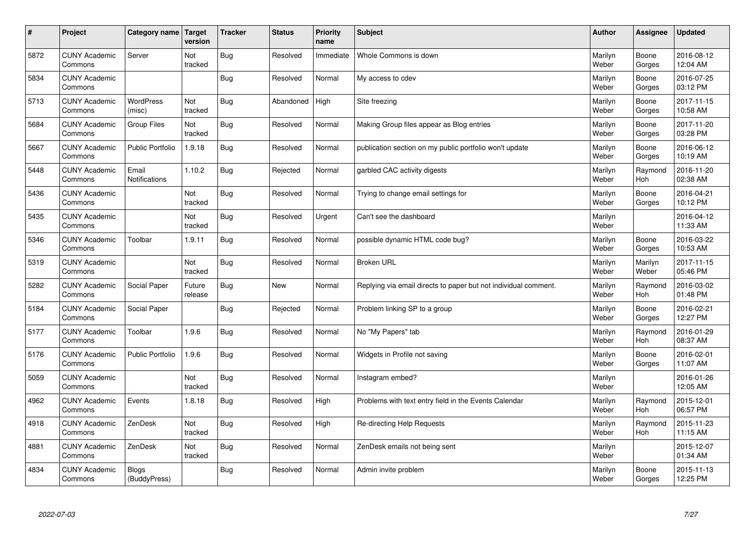| # | Project | Category name | Target version | Tracker | Status | Priority name | Subject | Author | Assignee | Updated |
|---|---|---|---|---|---|---|---|---|---|---|
| 5872 | CUNY Academic Commons | Server | Not tracked | Bug | Resolved | Immediate | Whole Commons is down | Marilyn Weber | Boone Gorges | 2016-08-12 12:04 AM |
| 5834 | CUNY Academic Commons | | | Bug | Resolved | Normal | My access to cdev | Marilyn Weber | Boone Gorges | 2016-07-25 03:12 PM |
| 5713 | CUNY Academic Commons | WordPress (misc) | Not tracked | Bug | Abandoned | High | Site freezing | Marilyn Weber | Boone Gorges | 2017-11-15 10:58 AM |
| 5684 | CUNY Academic Commons | Group Files | Not tracked | Bug | Resolved | Normal | Making Group files appear as Blog entries | Marilyn Weber | Boone Gorges | 2017-11-20 03:28 PM |
| 5667 | CUNY Academic Commons | Public Portfolio | 1.9.18 | Bug | Resolved | Normal | publication section on my public portfolio won't update | Marilyn Weber | Boone Gorges | 2016-06-12 10:19 AM |
| 5448 | CUNY Academic Commons | Email Notifications | 1.10.2 | Bug | Rejected | Normal | garbled CAC activity digests | Marilyn Weber | Raymond Hoh | 2016-11-20 02:38 AM |
| 5436 | CUNY Academic Commons | | Not tracked | Bug | Resolved | Normal | Trying to change email settings for | Marilyn Weber | Boone Gorges | 2016-04-21 10:12 PM |
| 5435 | CUNY Academic Commons | | Not tracked | Bug | Resolved | Urgent | Can't see the dashboard | Marilyn Weber | | 2016-04-12 11:33 AM |
| 5346 | CUNY Academic Commons | Toolbar | 1.9.11 | Bug | Resolved | Normal | possible dynamic HTML code bug? | Marilyn Weber | Boone Gorges | 2016-03-22 10:53 AM |
| 5319 | CUNY Academic Commons | | Not tracked | Bug | Resolved | Normal | Broken URL | Marilyn Weber | Marilyn Weber | 2017-11-15 05:46 PM |
| 5282 | CUNY Academic Commons | Social Paper | Future release | Bug | New | Normal | Replying via email directs to paper but not individual comment. | Marilyn Weber | Raymond Hoh | 2016-03-02 01:48 PM |
| 5184 | CUNY Academic Commons | Social Paper | | Bug | Rejected | Normal | Problem linking SP to a group | Marilyn Weber | Boone Gorges | 2016-02-21 12:27 PM |
| 5177 | CUNY Academic Commons | Toolbar | 1.9.6 | Bug | Resolved | Normal | No "My Papers" tab | Marilyn Weber | Raymond Hoh | 2016-01-29 08:37 AM |
| 5176 | CUNY Academic Commons | Public Portfolio | 1.9.6 | Bug | Resolved | Normal | Widgets in Profile not saving | Marilyn Weber | Boone Gorges | 2016-02-01 11:07 AM |
| 5059 | CUNY Academic Commons | | Not tracked | Bug | Resolved | Normal | Instagram embed? | Marilyn Weber | | 2016-01-26 12:05 AM |
| 4962 | CUNY Academic Commons | Events | 1.8.18 | Bug | Resolved | High | Problems with text entry field in the Events Calendar | Marilyn Weber | Raymond Hoh | 2015-12-01 06:57 PM |
| 4918 | CUNY Academic Commons | ZenDesk | Not tracked | Bug | Resolved | High | Re-directing Help Requests | Marilyn Weber | Raymond Hoh | 2015-11-23 11:15 AM |
| 4881 | CUNY Academic Commons | ZenDesk | Not tracked | Bug | Resolved | Normal | ZenDesk emails not being sent | Marilyn Weber | | 2015-12-07 01:34 AM |
| 4834 | CUNY Academic Commons | Blogs (BuddyPress) | | Bug | Resolved | Normal | Admin invite problem | Marilyn Weber | Boone Gorges | 2015-11-13 12:25 PM |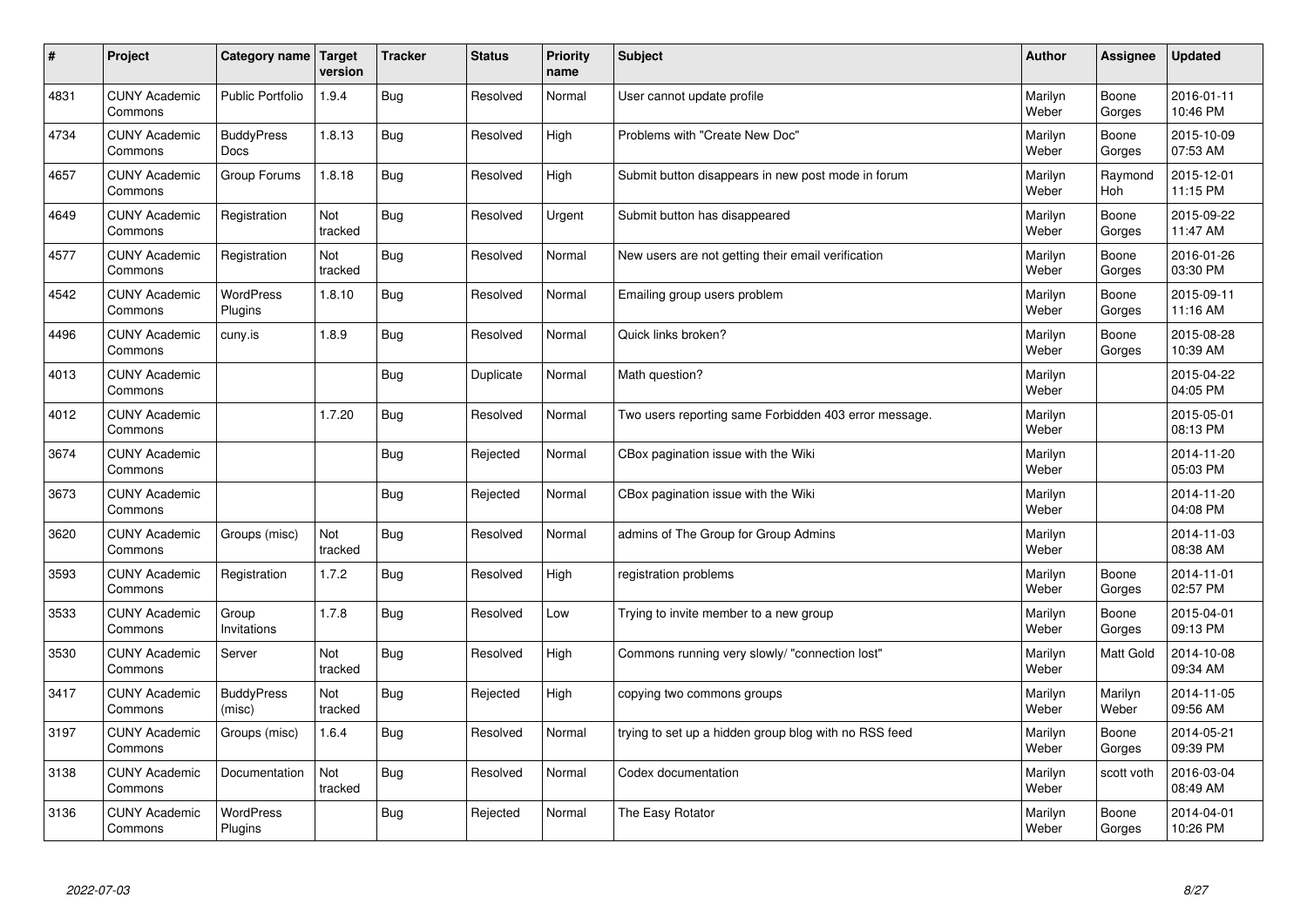| # | Project | Category name | Target version | Tracker | Status | Priority name | Subject | Author | Assignee | Updated |
|---|---|---|---|---|---|---|---|---|---|---|
| 4831 | CUNY Academic Commons | Public Portfolio | 1.9.4 | Bug | Resolved | Normal | User cannot update profile | Marilyn Weber | Boone Gorges | 2016-01-11 10:46 PM |
| 4734 | CUNY Academic Commons | BuddyPress Docs | 1.8.13 | Bug | Resolved | High | Problems with "Create New Doc" | Marilyn Weber | Boone Gorges | 2015-10-09 07:53 AM |
| 4657 | CUNY Academic Commons | Group Forums | 1.8.18 | Bug | Resolved | High | Submit button disappears in new post mode in forum | Marilyn Weber | Raymond Hoh | 2015-12-01 11:15 PM |
| 4649 | CUNY Academic Commons | Registration | Not tracked | Bug | Resolved | Urgent | Submit button has disappeared | Marilyn Weber | Boone Gorges | 2015-09-22 11:47 AM |
| 4577 | CUNY Academic Commons | Registration | Not tracked | Bug | Resolved | Normal | New users are not getting their email verification | Marilyn Weber | Boone Gorges | 2016-01-26 03:30 PM |
| 4542 | CUNY Academic Commons | WordPress Plugins | 1.8.10 | Bug | Resolved | Normal | Emailing group users problem | Marilyn Weber | Boone Gorges | 2015-09-11 11:16 AM |
| 4496 | CUNY Academic Commons | cuny.is | 1.8.9 | Bug | Resolved | Normal | Quick links broken? | Marilyn Weber | Boone Gorges | 2015-08-28 10:39 AM |
| 4013 | CUNY Academic Commons | | | Bug | Duplicate | Normal | Math question? | Marilyn Weber | | 2015-04-22 04:05 PM |
| 4012 | CUNY Academic Commons | | 1.7.20 | Bug | Resolved | Normal | Two users reporting same Forbidden 403 error message. | Marilyn Weber | | 2015-05-01 08:13 PM |
| 3674 | CUNY Academic Commons | | | Bug | Rejected | Normal | CBox pagination issue with the Wiki | Marilyn Weber | | 2014-11-20 05:03 PM |
| 3673 | CUNY Academic Commons | | | Bug | Rejected | Normal | CBox pagination issue with the Wiki | Marilyn Weber | | 2014-11-20 04:08 PM |
| 3620 | CUNY Academic Commons | Groups (misc) | Not tracked | Bug | Resolved | Normal | admins of The Group for Group Admins | Marilyn Weber | | 2014-11-03 08:38 AM |
| 3593 | CUNY Academic Commons | Registration | 1.7.2 | Bug | Resolved | High | registration problems | Marilyn Weber | Boone Gorges | 2014-11-01 02:57 PM |
| 3533 | CUNY Academic Commons | Group Invitations | 1.7.8 | Bug | Resolved | Low | Trying to invite member to a new group | Marilyn Weber | Boone Gorges | 2015-04-01 09:13 PM |
| 3530 | CUNY Academic Commons | Server | Not tracked | Bug | Resolved | High | Commons running very slowly/ "connection lost" | Marilyn Weber | Matt Gold | 2014-10-08 09:34 AM |
| 3417 | CUNY Academic Commons | BuddyPress (misc) | Not tracked | Bug | Rejected | High | copying two commons groups | Marilyn Weber | Marilyn Weber | 2014-11-05 09:56 AM |
| 3197 | CUNY Academic Commons | Groups (misc) | 1.6.4 | Bug | Resolved | Normal | trying to set up a hidden group blog with no RSS feed | Marilyn Weber | Boone Gorges | 2014-05-21 09:39 PM |
| 3138 | CUNY Academic Commons | Documentation | Not tracked | Bug | Resolved | Normal | Codex documentation | Marilyn Weber | scott voth | 2016-03-04 08:49 AM |
| 3136 | CUNY Academic Commons | WordPress Plugins | | Bug | Rejected | Normal | The Easy Rotator | Marilyn Weber | Boone Gorges | 2014-04-01 10:26 PM |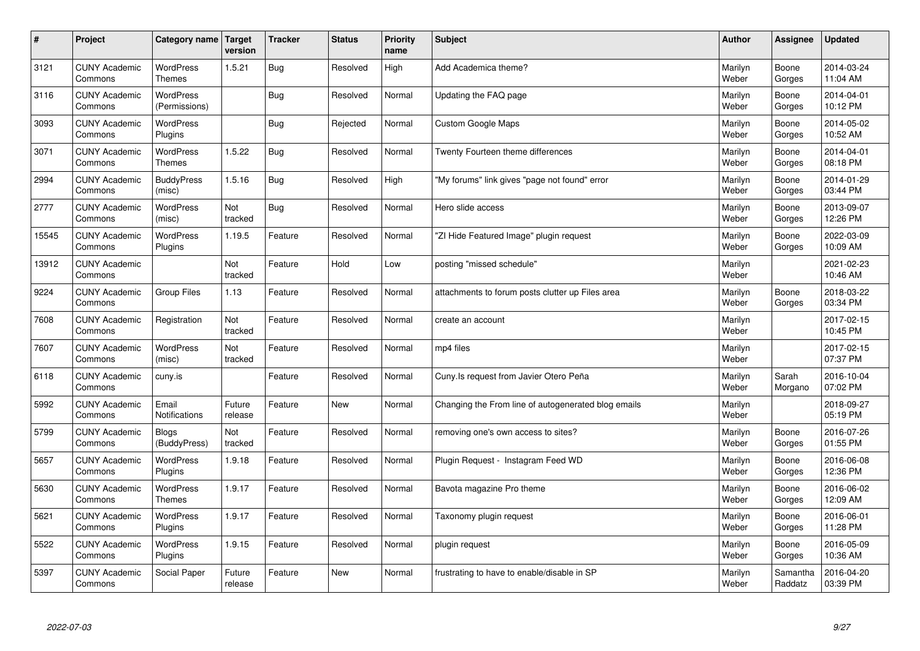| # | Project | Category name | Target version | Tracker | Status | Priority name | Subject | Author | Assignee | Updated |
|---|---|---|---|---|---|---|---|---|---|---|
| 3121 | CUNY Academic Commons | WordPress Themes | 1.5.21 | Bug | Resolved | High | Add Academica theme? | Marilyn Weber | Boone Gorges | 2014-03-24 11:04 AM |
| 3116 | CUNY Academic Commons | WordPress (Permissions) | | Bug | Resolved | Normal | Updating the FAQ page | Marilyn Weber | Boone Gorges | 2014-04-01 10:12 PM |
| 3093 | CUNY Academic Commons | WordPress Plugins | | Bug | Rejected | Normal | Custom Google Maps | Marilyn Weber | Boone Gorges | 2014-05-02 10:52 AM |
| 3071 | CUNY Academic Commons | WordPress Themes | 1.5.22 | Bug | Resolved | Normal | Twenty Fourteen theme differences | Marilyn Weber | Boone Gorges | 2014-04-01 08:18 PM |
| 2994 | CUNY Academic Commons | BuddyPress (misc) | 1.5.16 | Bug | Resolved | High | "My forums" link gives "page not found" error | Marilyn Weber | Boone Gorges | 2014-01-29 03:44 PM |
| 2777 | CUNY Academic Commons | WordPress (misc) | Not tracked | Bug | Resolved | Normal | Hero slide access | Marilyn Weber | Boone Gorges | 2013-09-07 12:26 PM |
| 15545 | CUNY Academic Commons | WordPress Plugins | 1.19.5 | Feature | Resolved | Normal | "ZI Hide Featured Image" plugin request | Marilyn Weber | Boone Gorges | 2022-03-09 10:09 AM |
| 13912 | CUNY Academic Commons | | Not tracked | Feature | Hold | Low | posting "missed schedule" | Marilyn Weber | | 2021-02-23 10:46 AM |
| 9224 | CUNY Academic Commons | Group Files | 1.13 | Feature | Resolved | Normal | attachments to forum posts clutter up Files area | Marilyn Weber | Boone Gorges | 2018-03-22 03:34 PM |
| 7608 | CUNY Academic Commons | Registration | Not tracked | Feature | Resolved | Normal | create an account | Marilyn Weber | | 2017-02-15 10:45 PM |
| 7607 | CUNY Academic Commons | WordPress (misc) | Not tracked | Feature | Resolved | Normal | mp4 files | Marilyn Weber | | 2017-02-15 07:37 PM |
| 6118 | CUNY Academic Commons | cuny.is | | Feature | Resolved | Normal | Cuny.Is request from Javier Otero Peña | Marilyn Weber | Sarah Morgano | 2016-10-04 07:02 PM |
| 5992 | CUNY Academic Commons | Email Notifications | Future release | Feature | New | Normal | Changing the From line of autogenerated blog emails | Marilyn Weber | | 2018-09-27 05:19 PM |
| 5799 | CUNY Academic Commons | Blogs (BuddyPress) | Not tracked | Feature | Resolved | Normal | removing one's own access to sites? | Marilyn Weber | Boone Gorges | 2016-07-26 01:55 PM |
| 5657 | CUNY Academic Commons | WordPress Plugins | 1.9.18 | Feature | Resolved | Normal | Plugin Request - Instagram Feed WD | Marilyn Weber | Boone Gorges | 2016-06-08 12:36 PM |
| 5630 | CUNY Academic Commons | WordPress Themes | 1.9.17 | Feature | Resolved | Normal | Bavota magazine Pro theme | Marilyn Weber | Boone Gorges | 2016-06-02 12:09 AM |
| 5621 | CUNY Academic Commons | WordPress Plugins | 1.9.17 | Feature | Resolved | Normal | Taxonomy plugin request | Marilyn Weber | Boone Gorges | 2016-06-01 11:28 PM |
| 5522 | CUNY Academic Commons | WordPress Plugins | 1.9.15 | Feature | Resolved | Normal | plugin request | Marilyn Weber | Boone Gorges | 2016-05-09 10:36 AM |
| 5397 | CUNY Academic Commons | Social Paper | Future release | Feature | New | Normal | frustrating to have to enable/disable in SP | Marilyn Weber | Samantha Raddatz | 2016-04-20 03:39 PM |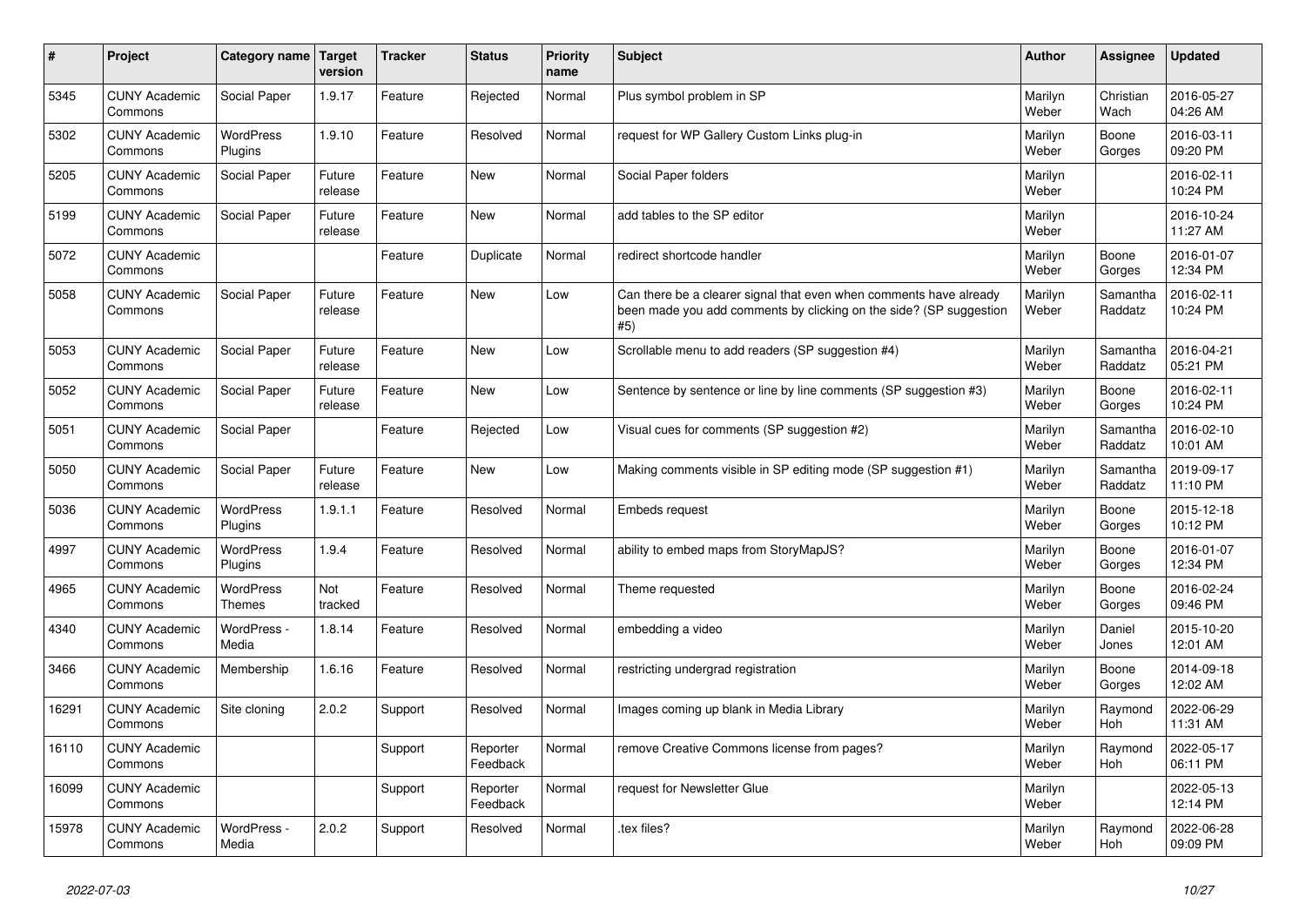| # | Project | Category name | Target version | Tracker | Status | Priority name | Subject | Author | Assignee | Updated |
|---|---|---|---|---|---|---|---|---|---|---|
| 5345 | CUNY Academic Commons | Social Paper | 1.9.17 | Feature | Rejected | Normal | Plus symbol problem in SP | Marilyn Weber | Christian Wach | 2016-05-27 04:26 AM |
| 5302 | CUNY Academic Commons | WordPress Plugins | 1.9.10 | Feature | Resolved | Normal | request for WP Gallery Custom Links plug-in | Marilyn Weber | Boone Gorges | 2016-03-11 09:20 PM |
| 5205 | CUNY Academic Commons | Social Paper | Future release | Feature | New | Normal | Social Paper folders | Marilyn Weber | | 2016-02-11 10:24 PM |
| 5199 | CUNY Academic Commons | Social Paper | Future release | Feature | New | Normal | add tables to the SP editor | Marilyn Weber | | 2016-10-24 11:27 AM |
| 5072 | CUNY Academic Commons | | | Feature | Duplicate | Normal | redirect shortcode handler | Marilyn Weber | Boone Gorges | 2016-01-07 12:34 PM |
| 5058 | CUNY Academic Commons | Social Paper | Future release | Feature | New | Low | Can there be a clearer signal that even when comments have already been made you add comments by clicking on the side? (SP suggestion #5) | Marilyn Weber | Samantha Raddatz | 2016-02-11 10:24 PM |
| 5053 | CUNY Academic Commons | Social Paper | Future release | Feature | New | Low | Scrollable menu to add readers (SP suggestion #4) | Marilyn Weber | Samantha Raddatz | 2016-04-21 05:21 PM |
| 5052 | CUNY Academic Commons | Social Paper | Future release | Feature | New | Low | Sentence by sentence or line by line comments (SP suggestion #3) | Marilyn Weber | Boone Gorges | 2016-02-11 10:24 PM |
| 5051 | CUNY Academic Commons | Social Paper | | Feature | Rejected | Low | Visual cues for comments (SP suggestion #2) | Marilyn Weber | Samantha Raddatz | 2016-02-10 10:01 AM |
| 5050 | CUNY Academic Commons | Social Paper | Future release | Feature | New | Low | Making comments visible in SP editing mode (SP suggestion #1) | Marilyn Weber | Samantha Raddatz | 2019-09-17 11:10 PM |
| 5036 | CUNY Academic Commons | WordPress Plugins | 1.9.1.1 | Feature | Resolved | Normal | Embeds request | Marilyn Weber | Boone Gorges | 2015-12-18 10:12 PM |
| 4997 | CUNY Academic Commons | WordPress Plugins | 1.9.4 | Feature | Resolved | Normal | ability to embed maps from StoryMapJS? | Marilyn Weber | Boone Gorges | 2016-01-07 12:34 PM |
| 4965 | CUNY Academic Commons | WordPress Themes | Not tracked | Feature | Resolved | Normal | Theme requested | Marilyn Weber | Boone Gorges | 2016-02-24 09:46 PM |
| 4340 | CUNY Academic Commons | WordPress - Media | 1.8.14 | Feature | Resolved | Normal | embedding a video | Marilyn Weber | Daniel Jones | 2015-10-20 12:01 AM |
| 3466 | CUNY Academic Commons | Membership | 1.6.16 | Feature | Resolved | Normal | restricting undergrad registration | Marilyn Weber | Boone Gorges | 2014-09-18 12:02 AM |
| 16291 | CUNY Academic Commons | Site cloning | 2.0.2 | Support | Resolved | Normal | Images coming up blank in Media Library | Marilyn Weber | Raymond Hoh | 2022-06-29 11:31 AM |
| 16110 | CUNY Academic Commons | | | Support | Reporter Feedback | Normal | remove Creative Commons license from pages? | Marilyn Weber | Raymond Hoh | 2022-05-17 06:11 PM |
| 16099 | CUNY Academic Commons | | | Support | Reporter Feedback | Normal | request for Newsletter Glue | Marilyn Weber | | 2022-05-13 12:14 PM |
| 15978 | CUNY Academic Commons | WordPress - Media | 2.0.2 | Support | Resolved | Normal | .tex files? | Marilyn Weber | Raymond Hoh | 2022-06-28 09:09 PM |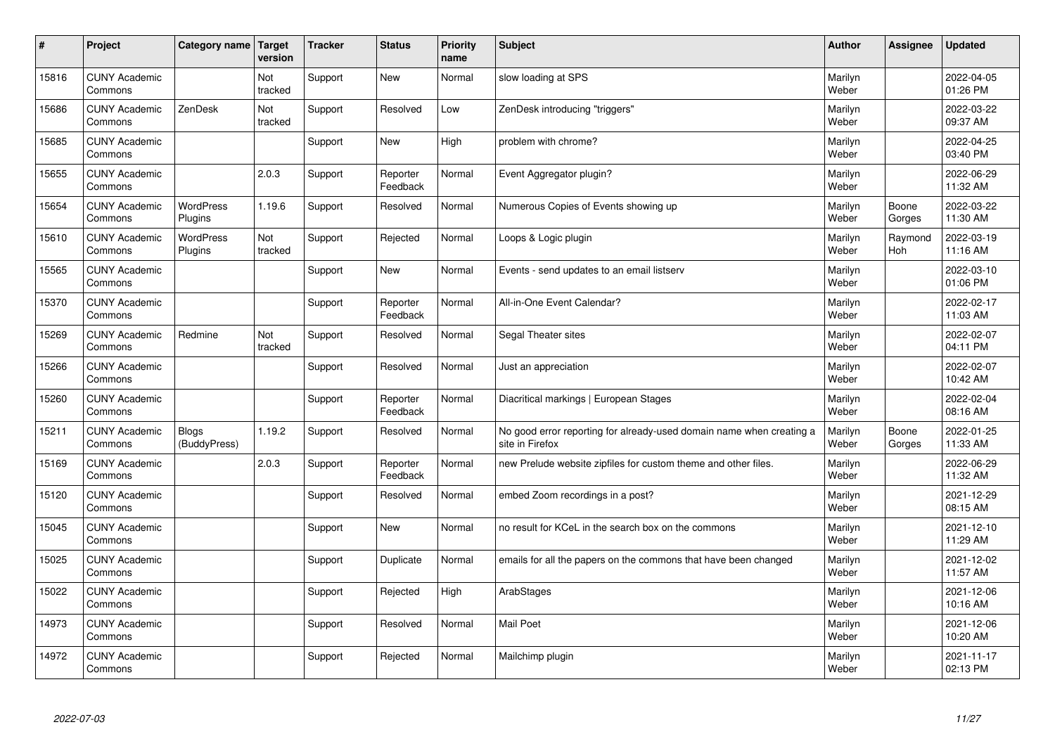| # | Project | Category name | Target version | Tracker | Status | Priority name | Subject | Author | Assignee | Updated |
|---|---|---|---|---|---|---|---|---|---|---|
| 15816 | CUNY Academic Commons | | Not tracked | Support | New | Normal | slow loading at SPS | Marilyn Weber | | 2022-04-05 01:26 PM |
| 15686 | CUNY Academic Commons | ZenDesk | Not tracked | Support | Resolved | Low | ZenDesk introducing "triggers" | Marilyn Weber | | 2022-03-22 09:37 AM |
| 15685 | CUNY Academic Commons | | | Support | New | High | problem with chrome? | Marilyn Weber | | 2022-04-25 03:40 PM |
| 15655 | CUNY Academic Commons | | 2.0.3 | Support | Reporter Feedback | Normal | Event Aggregator plugin? | Marilyn Weber | | 2022-06-29 11:32 AM |
| 15654 | CUNY Academic Commons | WordPress Plugins | 1.19.6 | Support | Resolved | Normal | Numerous Copies of Events showing up | Marilyn Weber | Boone Gorges | 2022-03-22 11:30 AM |
| 15610 | CUNY Academic Commons | WordPress Plugins | Not tracked | Support | Rejected | Normal | Loops & Logic plugin | Marilyn Weber | Raymond Hoh | 2022-03-19 11:16 AM |
| 15565 | CUNY Academic Commons | | | Support | New | Normal | Events - send updates to an email listserv | Marilyn Weber | | 2022-03-10 01:06 PM |
| 15370 | CUNY Academic Commons | | | Support | Reporter Feedback | Normal | All-in-One Event Calendar? | Marilyn Weber | | 2022-02-17 11:03 AM |
| 15269 | CUNY Academic Commons | Redmine | Not tracked | Support | Resolved | Normal | Segal Theater sites | Marilyn Weber | | 2022-02-07 04:11 PM |
| 15266 | CUNY Academic Commons | | | Support | Resolved | Normal | Just an appreciation | Marilyn Weber | | 2022-02-07 10:42 AM |
| 15260 | CUNY Academic Commons | | | Support | Reporter Feedback | Normal | Diacritical markings \| European Stages | Marilyn Weber | | 2022-02-04 08:16 AM |
| 15211 | CUNY Academic Commons | Blogs (BuddyPress) | 1.19.2 | Support | Resolved | Normal | No good error reporting for already-used domain name when creating a site in Firefox | Marilyn Weber | Boone Gorges | 2022-01-25 11:33 AM |
| 15169 | CUNY Academic Commons | | 2.0.3 | Support | Reporter Feedback | Normal | new Prelude website zipfiles for custom theme and other files. | Marilyn Weber | | 2022-06-29 11:32 AM |
| 15120 | CUNY Academic Commons | | | Support | Resolved | Normal | embed Zoom recordings in a post? | Marilyn Weber | | 2021-12-29 08:15 AM |
| 15045 | CUNY Academic Commons | | | Support | New | Normal | no result for KCeL in the search box on the commons | Marilyn Weber | | 2021-12-10 11:29 AM |
| 15025 | CUNY Academic Commons | | | Support | Duplicate | Normal | emails for all the papers on the commons that have been changed | Marilyn Weber | | 2021-12-02 11:57 AM |
| 15022 | CUNY Academic Commons | | | Support | Rejected | High | ArabStages | Marilyn Weber | | 2021-12-06 10:16 AM |
| 14973 | CUNY Academic Commons | | | Support | Resolved | Normal | Mail Poet | Marilyn Weber | | 2021-12-06 10:20 AM |
| 14972 | CUNY Academic Commons | | | Support | Rejected | Normal | Mailchimp plugin | Marilyn Weber | | 2021-11-17 02:13 PM |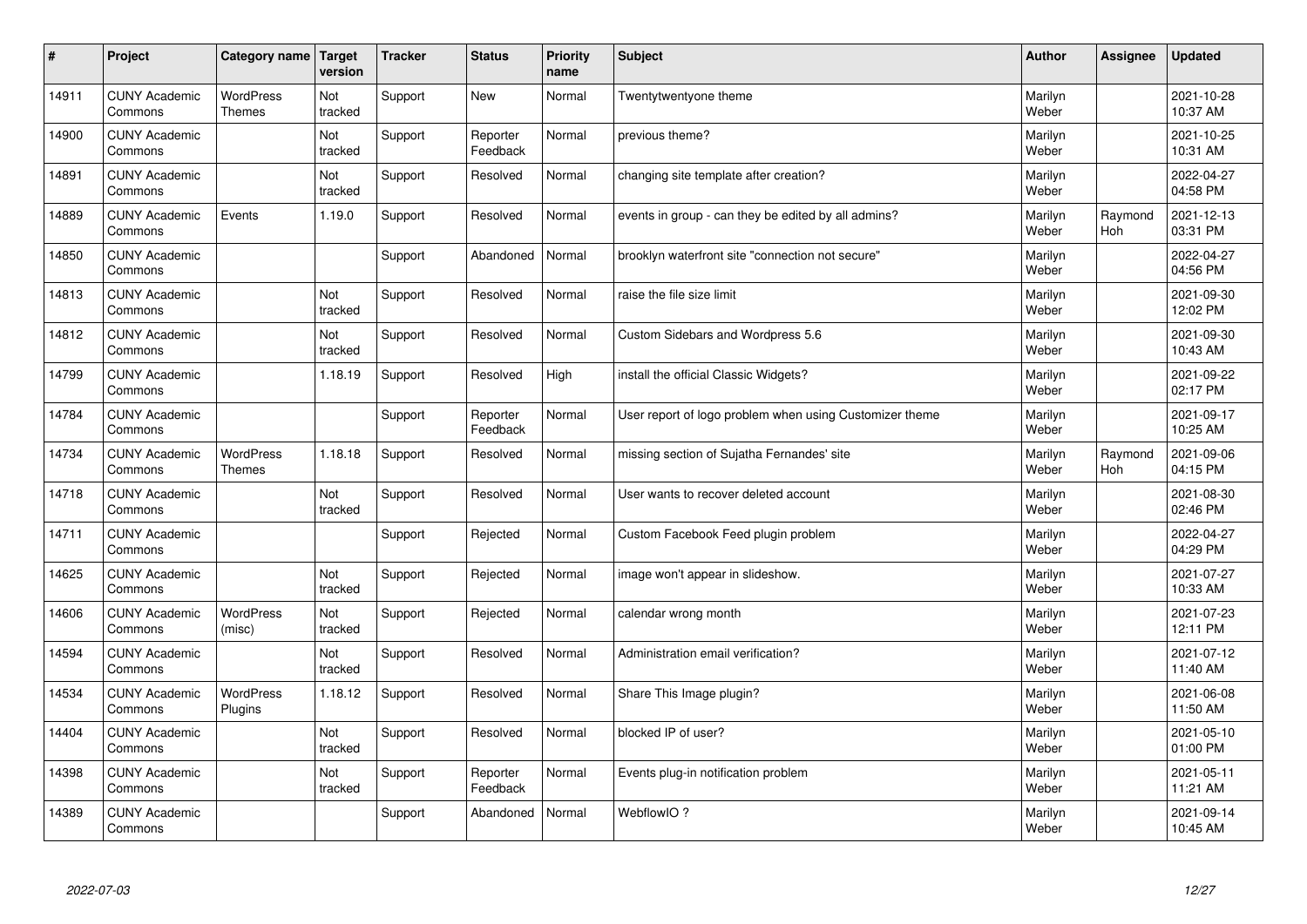| # | Project | Category name | Target version | Tracker | Status | Priority name | Subject | Author | Assignee | Updated |
|---|---|---|---|---|---|---|---|---|---|---|
| 14911 | CUNY Academic Commons | WordPress Themes | Not tracked | Support | New | Normal | Twentytwentyone theme | Marilyn Weber | | 2021-10-28 10:37 AM |
| 14900 | CUNY Academic Commons | | Not tracked | Support | Reporter Feedback | Normal | previous theme? | Marilyn Weber | | 2021-10-25 10:31 AM |
| 14891 | CUNY Academic Commons | | Not tracked | Support | Resolved | Normal | changing site template after creation? | Marilyn Weber | | 2022-04-27 04:58 PM |
| 14889 | CUNY Academic Commons | Events | 1.19.0 | Support | Resolved | Normal | events in group - can they be edited by all admins? | Marilyn Weber | Raymond Hoh | 2021-12-13 03:31 PM |
| 14850 | CUNY Academic Commons | | | Support | Abandoned | Normal | brooklyn waterfront site "connection not secure" | Marilyn Weber | | 2022-04-27 04:56 PM |
| 14813 | CUNY Academic Commons | | Not tracked | Support | Resolved | Normal | raise the file size limit | Marilyn Weber | | 2021-09-30 12:02 PM |
| 14812 | CUNY Academic Commons | | Not tracked | Support | Resolved | Normal | Custom Sidebars and Wordpress 5.6 | Marilyn Weber | | 2021-09-30 10:43 AM |
| 14799 | CUNY Academic Commons | | 1.18.19 | Support | Resolved | High | install the official Classic Widgets? | Marilyn Weber | | 2021-09-22 02:17 PM |
| 14784 | CUNY Academic Commons | | | Support | Reporter Feedback | Normal | User report of logo problem when using Customizer theme | Marilyn Weber | | 2021-09-17 10:25 AM |
| 14734 | CUNY Academic Commons | WordPress Themes | 1.18.18 | Support | Resolved | Normal | missing section of Sujatha Fernandes' site | Marilyn Weber | Raymond Hoh | 2021-09-06 04:15 PM |
| 14718 | CUNY Academic Commons | | Not tracked | Support | Resolved | Normal | User wants to recover deleted account | Marilyn Weber | | 2021-08-30 02:46 PM |
| 14711 | CUNY Academic Commons | | | Support | Rejected | Normal | Custom Facebook Feed plugin problem | Marilyn Weber | | 2022-04-27 04:29 PM |
| 14625 | CUNY Academic Commons | | Not tracked | Support | Rejected | Normal | image won't appear in slideshow. | Marilyn Weber | | 2021-07-27 10:33 AM |
| 14606 | CUNY Academic Commons | WordPress (misc) | Not tracked | Support | Rejected | Normal | calendar wrong month | Marilyn Weber | | 2021-07-23 12:11 PM |
| 14594 | CUNY Academic Commons | | Not tracked | Support | Resolved | Normal | Administration email verification? | Marilyn Weber | | 2021-07-12 11:40 AM |
| 14534 | CUNY Academic Commons | WordPress Plugins | 1.18.12 | Support | Resolved | Normal | Share This Image plugin? | Marilyn Weber | | 2021-06-08 11:50 AM |
| 14404 | CUNY Academic Commons | | Not tracked | Support | Resolved | Normal | blocked IP of user? | Marilyn Weber | | 2021-05-10 01:00 PM |
| 14398 | CUNY Academic Commons | | Not tracked | Support | Reporter Feedback | Normal | Events plug-in notification problem | Marilyn Weber | | 2021-05-11 11:21 AM |
| 14389 | CUNY Academic Commons | | | Support | Abandoned | Normal | WebflowIO ? | Marilyn Weber | | 2021-09-14 10:45 AM |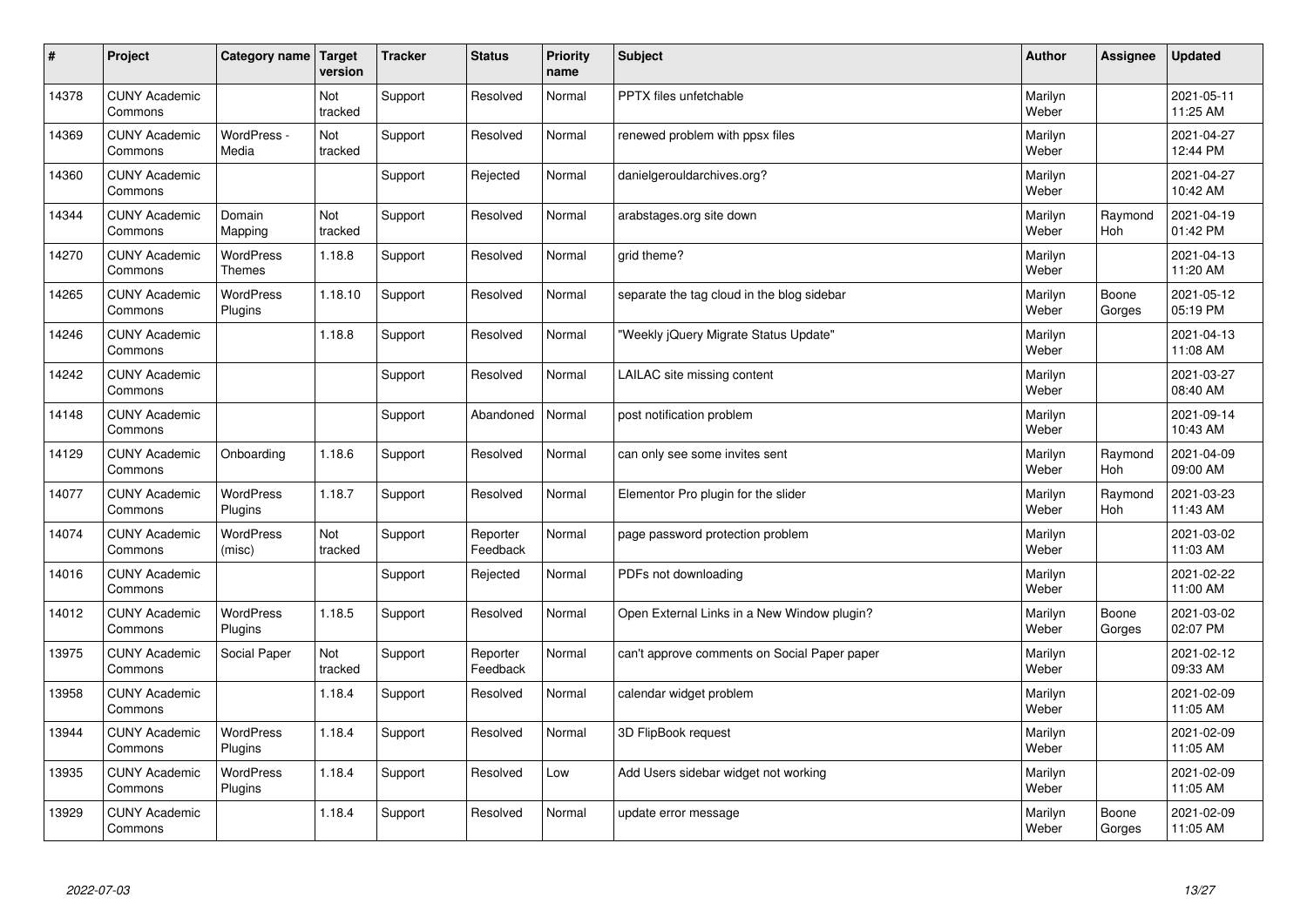| # | Project | Category name | Target version | Tracker | Status | Priority name | Subject | Author | Assignee | Updated |
|---|---|---|---|---|---|---|---|---|---|---|
| 14378 | CUNY Academic Commons | | Not tracked | Support | Resolved | Normal | PPTX files unfetchable | Marilyn Weber | | 2021-05-11 11:25 AM |
| 14369 | CUNY Academic Commons | WordPress - Media | Not tracked | Support | Resolved | Normal | renewed problem with ppsx files | Marilyn Weber | | 2021-04-27 12:44 PM |
| 14360 | CUNY Academic Commons | | | Support | Rejected | Normal | danielgerouldarchives.org? | Marilyn Weber | | 2021-04-27 10:42 AM |
| 14344 | CUNY Academic Commons | Domain Mapping | Not tracked | Support | Resolved | Normal | arabstages.org site down | Marilyn Weber | Raymond Hoh | 2021-04-19 01:42 PM |
| 14270 | CUNY Academic Commons | WordPress Themes | 1.18.8 | Support | Resolved | Normal | grid theme? | Marilyn Weber | | 2021-04-13 11:20 AM |
| 14265 | CUNY Academic Commons | WordPress Plugins | 1.18.10 | Support | Resolved | Normal | separate the tag cloud in the blog sidebar | Marilyn Weber | Boone Gorges | 2021-05-12 05:19 PM |
| 14246 | CUNY Academic Commons | | 1.18.8 | Support | Resolved | Normal | "Weekly jQuery Migrate Status Update" | Marilyn Weber | | 2021-04-13 11:08 AM |
| 14242 | CUNY Academic Commons | | | Support | Resolved | Normal | LAILAC site missing content | Marilyn Weber | | 2021-03-27 08:40 AM |
| 14148 | CUNY Academic Commons | | | Support | Abandoned | Normal | post notification problem | Marilyn Weber | | 2021-09-14 10:43 AM |
| 14129 | CUNY Academic Commons | Onboarding | 1.18.6 | Support | Resolved | Normal | can only see some invites sent | Marilyn Weber | Raymond Hoh | 2021-04-09 09:00 AM |
| 14077 | CUNY Academic Commons | WordPress Plugins | 1.18.7 | Support | Resolved | Normal | Elementor Pro plugin for the slider | Marilyn Weber | Raymond Hoh | 2021-03-23 11:43 AM |
| 14074 | CUNY Academic Commons | WordPress (misc) | Not tracked | Support | Reporter Feedback | Normal | page password protection problem | Marilyn Weber | | 2021-03-02 11:03 AM |
| 14016 | CUNY Academic Commons | | | Support | Rejected | Normal | PDFs not downloading | Marilyn Weber | | 2021-02-22 11:00 AM |
| 14012 | CUNY Academic Commons | WordPress Plugins | 1.18.5 | Support | Resolved | Normal | Open External Links in a New Window plugin? | Marilyn Weber | Boone Gorges | 2021-03-02 02:07 PM |
| 13975 | CUNY Academic Commons | Social Paper | Not tracked | Support | Reporter Feedback | Normal | can't approve comments on Social Paper paper | Marilyn Weber | | 2021-02-12 09:33 AM |
| 13958 | CUNY Academic Commons | | 1.18.4 | Support | Resolved | Normal | calendar widget problem | Marilyn Weber | | 2021-02-09 11:05 AM |
| 13944 | CUNY Academic Commons | WordPress Plugins | 1.18.4 | Support | Resolved | Normal | 3D FlipBook request | Marilyn Weber | | 2021-02-09 11:05 AM |
| 13935 | CUNY Academic Commons | WordPress Plugins | 1.18.4 | Support | Resolved | Low | Add Users sidebar widget not working | Marilyn Weber | | 2021-02-09 11:05 AM |
| 13929 | CUNY Academic Commons | | 1.18.4 | Support | Resolved | Normal | update error message | Marilyn Weber | Boone Gorges | 2021-02-09 11:05 AM |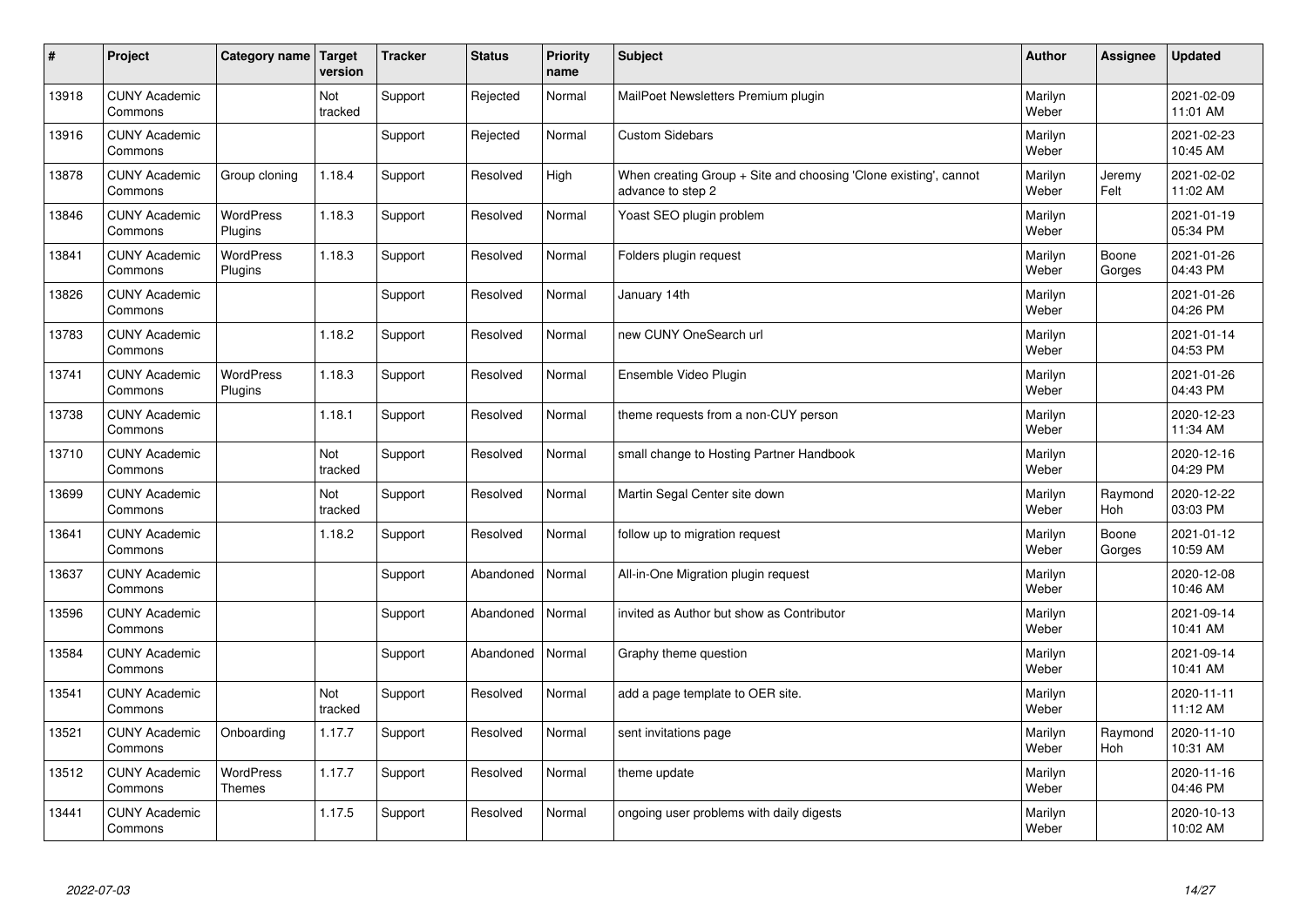| # | Project | Category name | Target version | Tracker | Status | Priority name | Subject | Author | Assignee | Updated |
|---|---|---|---|---|---|---|---|---|---|---|
| 13918 | CUNY Academic Commons | | Not tracked | Support | Rejected | Normal | MailPoet Newsletters Premium plugin | Marilyn Weber | | 2021-02-09 11:01 AM |
| 13916 | CUNY Academic Commons | | | Support | Rejected | Normal | Custom Sidebars | Marilyn Weber | | 2021-02-23 10:45 AM |
| 13878 | CUNY Academic Commons | Group cloning | 1.18.4 | Support | Resolved | High | When creating Group + Site and choosing 'Clone existing', cannot advance to step 2 | Marilyn Weber | Jeremy Felt | 2021-02-02 11:02 AM |
| 13846 | CUNY Academic Commons | WordPress Plugins | 1.18.3 | Support | Resolved | Normal | Yoast SEO plugin problem | Marilyn Weber | | 2021-01-19 05:34 PM |
| 13841 | CUNY Academic Commons | WordPress Plugins | 1.18.3 | Support | Resolved | Normal | Folders plugin request | Marilyn Weber | Boone Gorges | 2021-01-26 04:43 PM |
| 13826 | CUNY Academic Commons | | | Support | Resolved | Normal | January 14th | Marilyn Weber | | 2021-01-26 04:26 PM |
| 13783 | CUNY Academic Commons | | 1.18.2 | Support | Resolved | Normal | new CUNY OneSearch url | Marilyn Weber | | 2021-01-14 04:53 PM |
| 13741 | CUNY Academic Commons | WordPress Plugins | 1.18.3 | Support | Resolved | Normal | Ensemble Video Plugin | Marilyn Weber | | 2021-01-26 04:43 PM |
| 13738 | CUNY Academic Commons | | 1.18.1 | Support | Resolved | Normal | theme requests from a non-CUY person | Marilyn Weber | | 2020-12-23 11:34 AM |
| 13710 | CUNY Academic Commons | | Not tracked | Support | Resolved | Normal | small change to Hosting Partner Handbook | Marilyn Weber | | 2020-12-16 04:29 PM |
| 13699 | CUNY Academic Commons | | Not tracked | Support | Resolved | Normal | Martin Segal Center site down | Marilyn Weber | Raymond Hoh | 2020-12-22 03:03 PM |
| 13641 | CUNY Academic Commons | | 1.18.2 | Support | Resolved | Normal | follow up to migration request | Marilyn Weber | Boone Gorges | 2021-01-12 10:59 AM |
| 13637 | CUNY Academic Commons | | | Support | Abandoned | Normal | All-in-One Migration plugin request | Marilyn Weber | | 2020-12-08 10:46 AM |
| 13596 | CUNY Academic Commons | | | Support | Abandoned | Normal | invited as Author but show as Contributor | Marilyn Weber | | 2021-09-14 10:41 AM |
| 13584 | CUNY Academic Commons | | | Support | Abandoned | Normal | Graphy theme question | Marilyn Weber | | 2021-09-14 10:41 AM |
| 13541 | CUNY Academic Commons | | Not tracked | Support | Resolved | Normal | add a page template to OER site. | Marilyn Weber | | 2020-11-11 11:12 AM |
| 13521 | CUNY Academic Commons | Onboarding | 1.17.7 | Support | Resolved | Normal | sent invitations page | Marilyn Weber | Raymond Hoh | 2020-11-10 10:31 AM |
| 13512 | CUNY Academic Commons | WordPress Themes | 1.17.7 | Support | Resolved | Normal | theme update | Marilyn Weber | | 2020-11-16 04:46 PM |
| 13441 | CUNY Academic Commons | | 1.17.5 | Support | Resolved | Normal | ongoing user problems with daily digests | Marilyn Weber | | 2020-10-13 10:02 AM |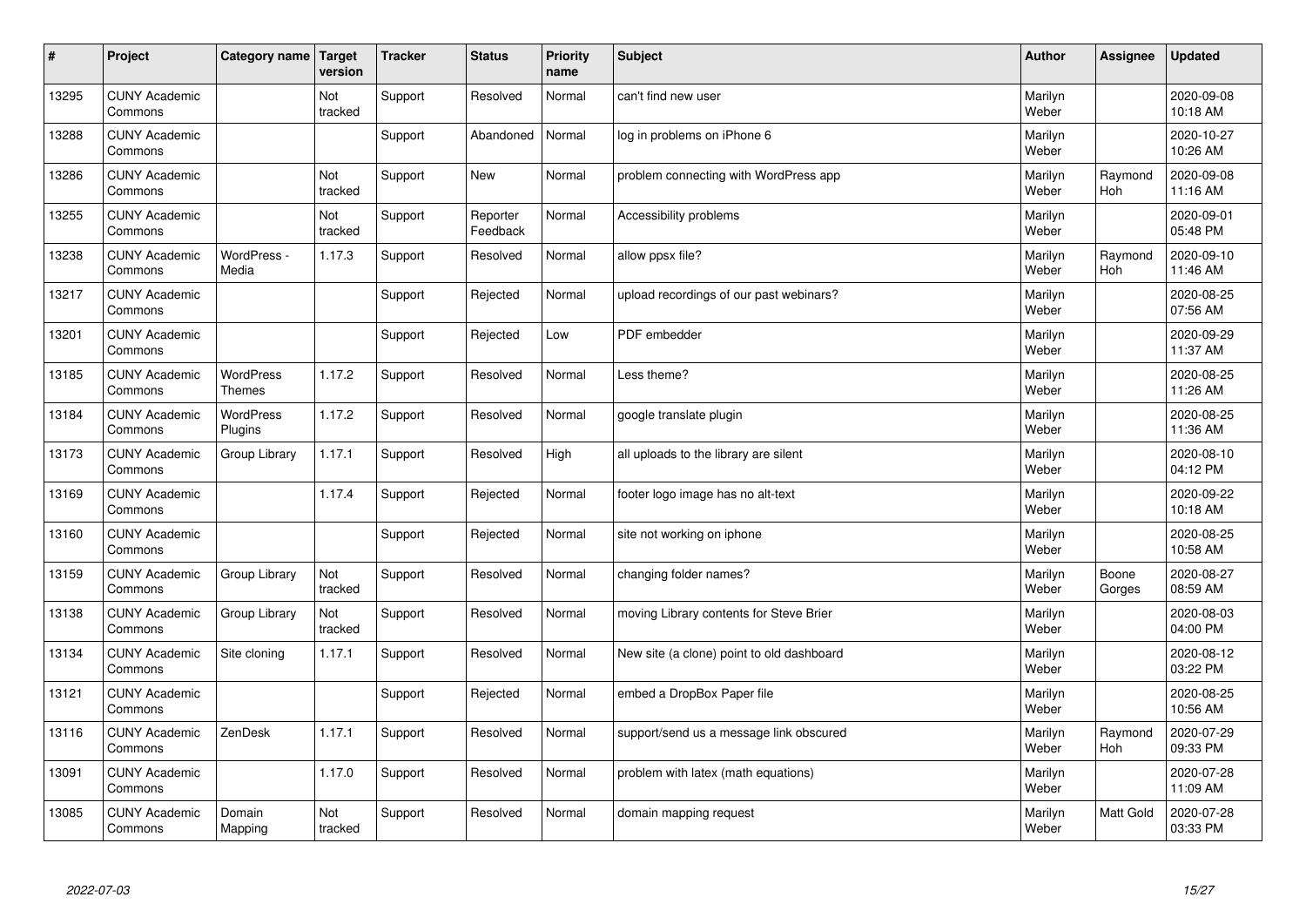| # | Project | Category name | Target version | Tracker | Status | Priority name | Subject | Author | Assignee | Updated |
|---|---|---|---|---|---|---|---|---|---|---|
| 13295 | CUNY Academic Commons | | Not tracked | Support | Resolved | Normal | can't find new user | Marilyn Weber | | 2020-09-08 10:18 AM |
| 13288 | CUNY Academic Commons | | | Support | Abandoned | Normal | log in problems on iPhone 6 | Marilyn Weber | | 2020-10-27 10:26 AM |
| 13286 | CUNY Academic Commons | | Not tracked | Support | New | Normal | problem connecting with WordPress app | Marilyn Weber | Raymond Hoh | 2020-09-08 11:16 AM |
| 13255 | CUNY Academic Commons | | Not tracked | Support | Reporter Feedback | Normal | Accessibility problems | Marilyn Weber | | 2020-09-01 05:48 PM |
| 13238 | CUNY Academic Commons | WordPress - Media | 1.17.3 | Support | Resolved | Normal | allow ppsx file? | Marilyn Weber | Raymond Hoh | 2020-09-10 11:46 AM |
| 13217 | CUNY Academic Commons | | | Support | Rejected | Normal | upload recordings of our past webinars? | Marilyn Weber | | 2020-08-25 07:56 AM |
| 13201 | CUNY Academic Commons | | | Support | Rejected | Low | PDF embedder | Marilyn Weber | | 2020-09-29 11:37 AM |
| 13185 | CUNY Academic Commons | WordPress Themes | 1.17.2 | Support | Resolved | Normal | Less theme? | Marilyn Weber | | 2020-08-25 11:26 AM |
| 13184 | CUNY Academic Commons | WordPress Plugins | 1.17.2 | Support | Resolved | Normal | google translate plugin | Marilyn Weber | | 2020-08-25 11:36 AM |
| 13173 | CUNY Academic Commons | Group Library | 1.17.1 | Support | Resolved | High | all uploads to the library are silent | Marilyn Weber | | 2020-08-10 04:12 PM |
| 13169 | CUNY Academic Commons | | 1.17.4 | Support | Rejected | Normal | footer logo image has no alt-text | Marilyn Weber | | 2020-09-22 10:18 AM |
| 13160 | CUNY Academic Commons | | | Support | Rejected | Normal | site not working on iphone | Marilyn Weber | | 2020-08-25 10:58 AM |
| 13159 | CUNY Academic Commons | Group Library | Not tracked | Support | Resolved | Normal | changing folder names? | Marilyn Weber | Boone Gorges | 2020-08-27 08:59 AM |
| 13138 | CUNY Academic Commons | Group Library | Not tracked | Support | Resolved | Normal | moving Library contents for Steve Brier | Marilyn Weber | | 2020-08-03 04:00 PM |
| 13134 | CUNY Academic Commons | Site cloning | 1.17.1 | Support | Resolved | Normal | New site (a clone) point to old dashboard | Marilyn Weber | | 2020-08-12 03:22 PM |
| 13121 | CUNY Academic Commons | | | Support | Rejected | Normal | embed a DropBox Paper file | Marilyn Weber | | 2020-08-25 10:56 AM |
| 13116 | CUNY Academic Commons | ZenDesk | 1.17.1 | Support | Resolved | Normal | support/send us a message link obscured | Marilyn Weber | Raymond Hoh | 2020-07-29 09:33 PM |
| 13091 | CUNY Academic Commons | | 1.17.0 | Support | Resolved | Normal | problem with latex (math equations) | Marilyn Weber | | 2020-07-28 11:09 AM |
| 13085 | CUNY Academic Commons | Domain Mapping | Not tracked | Support | Resolved | Normal | domain mapping request | Marilyn Weber | Matt Gold | 2020-07-28 03:33 PM |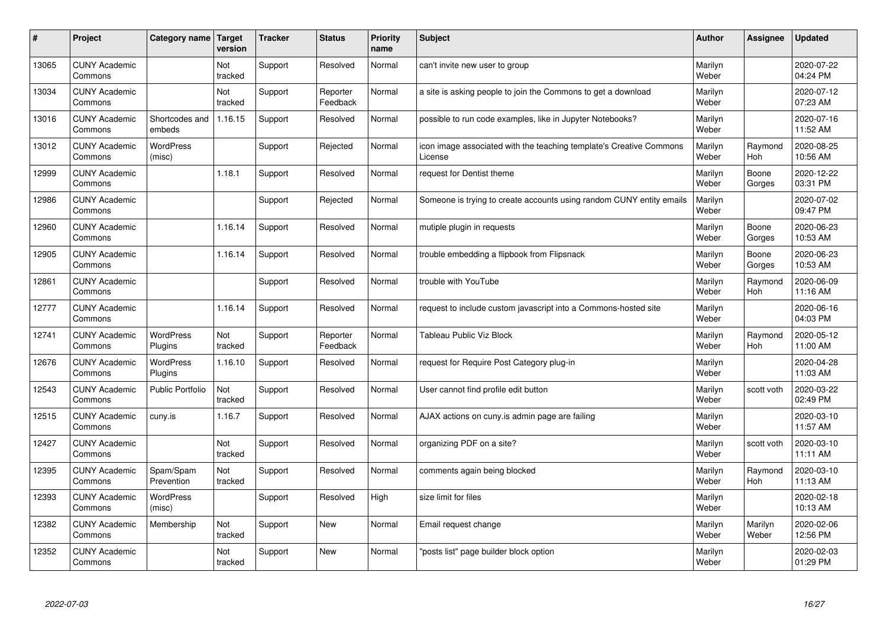| # | Project | Category name | Target version | Tracker | Status | Priority name | Subject | Author | Assignee | Updated |
|---|---|---|---|---|---|---|---|---|---|---|
| 13065 | CUNY Academic Commons | | Not tracked | Support | Resolved | Normal | can't invite new user to group | Marilyn Weber | | 2020-07-22 04:24 PM |
| 13034 | CUNY Academic Commons | | Not tracked | Support | Reporter Feedback | Normal | a site is asking people to join the Commons to get a download | Marilyn Weber | | 2020-07-12 07:23 AM |
| 13016 | CUNY Academic Commons | Shortcodes and embeds | 1.16.15 | Support | Resolved | Normal | possible to run code examples, like in Jupyter Notebooks? | Marilyn Weber | | 2020-07-16 11:52 AM |
| 13012 | CUNY Academic Commons | WordPress (misc) | | Support | Rejected | Normal | icon image associated with the teaching template's Creative Commons License | Marilyn Weber | Raymond Hoh | 2020-08-25 10:56 AM |
| 12999 | CUNY Academic Commons | | 1.18.1 | Support | Resolved | Normal | request for Dentist theme | Marilyn Weber | Boone Gorges | 2020-12-22 03:31 PM |
| 12986 | CUNY Academic Commons | | | Support | Rejected | Normal | Someone is trying to create accounts using random CUNY entity emails | Marilyn Weber | | 2020-07-02 09:47 PM |
| 12960 | CUNY Academic Commons | | 1.16.14 | Support | Resolved | Normal | mutiple plugin in requests | Marilyn Weber | Boone Gorges | 2020-06-23 10:53 AM |
| 12905 | CUNY Academic Commons | | 1.16.14 | Support | Resolved | Normal | trouble embedding a flipbook from Flipsnack | Marilyn Weber | Boone Gorges | 2020-06-23 10:53 AM |
| 12861 | CUNY Academic Commons | | | Support | Resolved | Normal | trouble with YouTube | Marilyn Weber | Raymond Hoh | 2020-06-09 11:16 AM |
| 12777 | CUNY Academic Commons | | 1.16.14 | Support | Resolved | Normal | request to include custom javascript into a Commons-hosted site | Marilyn Weber | | 2020-06-16 04:03 PM |
| 12741 | CUNY Academic Commons | WordPress Plugins | Not tracked | Support | Reporter Feedback | Normal | Tableau Public Viz Block | Marilyn Weber | Raymond Hoh | 2020-05-12 11:00 AM |
| 12676 | CUNY Academic Commons | WordPress Plugins | 1.16.10 | Support | Resolved | Normal | request for Require Post Category plug-in | Marilyn Weber | | 2020-04-28 11:03 AM |
| 12543 | CUNY Academic Commons | Public Portfolio | Not tracked | Support | Resolved | Normal | User cannot find profile edit button | Marilyn Weber | scott voth | 2020-03-22 02:49 PM |
| 12515 | CUNY Academic Commons | cuny.is | 1.16.7 | Support | Resolved | Normal | AJAX actions on cuny.is admin page are failing | Marilyn Weber | | 2020-03-10 11:57 AM |
| 12427 | CUNY Academic Commons | | Not tracked | Support | Resolved | Normal | organizing PDF on a site? | Marilyn Weber | scott voth | 2020-03-10 11:11 AM |
| 12395 | CUNY Academic Commons | Spam/Spam Prevention | Not tracked | Support | Resolved | Normal | comments again being blocked | Marilyn Weber | Raymond Hoh | 2020-03-10 11:13 AM |
| 12393 | CUNY Academic Commons | WordPress (misc) | | Support | Resolved | High | size limit for files | Marilyn Weber | | 2020-02-18 10:13 AM |
| 12382 | CUNY Academic Commons | Membership | Not tracked | Support | New | Normal | Email request change | Marilyn Weber | Marilyn Weber | 2020-02-06 12:56 PM |
| 12352 | CUNY Academic Commons | | Not tracked | Support | New | Normal | "posts list" page builder block option | Marilyn Weber | | 2020-02-03 01:29 PM |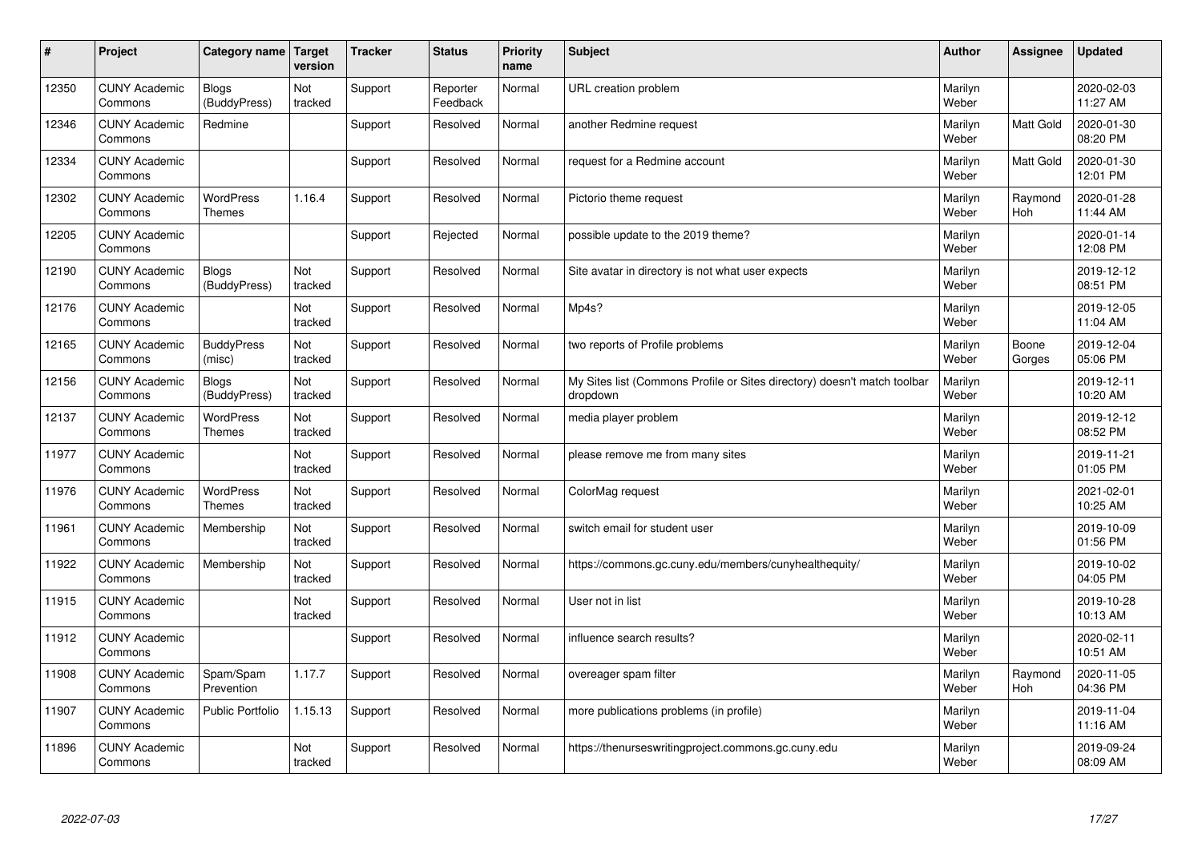| # | Project | Category name | Target version | Tracker | Status | Priority name | Subject | Author | Assignee | Updated |
|---|---|---|---|---|---|---|---|---|---|---|
| 12350 | CUNY Academic Commons | Blogs (BuddyPress) | Not tracked | Support | Reporter Feedback | Normal | URL creation problem | Marilyn Weber | | 2020-02-03 11:27 AM |
| 12346 | CUNY Academic Commons | Redmine | | Support | Resolved | Normal | another Redmine request | Marilyn Weber | Matt Gold | 2020-01-30 08:20 PM |
| 12334 | CUNY Academic Commons | | | Support | Resolved | Normal | request for a Redmine account | Marilyn Weber | Matt Gold | 2020-01-30 12:01 PM |
| 12302 | CUNY Academic Commons | WordPress Themes | 1.16.4 | Support | Resolved | Normal | Pictorio theme request | Marilyn Weber | Raymond Hoh | 2020-01-28 11:44 AM |
| 12205 | CUNY Academic Commons | | | Support | Rejected | Normal | possible update to the 2019 theme? | Marilyn Weber | | 2020-01-14 12:08 PM |
| 12190 | CUNY Academic Commons | Blogs (BuddyPress) | Not tracked | Support | Resolved | Normal | Site avatar in directory is not what user expects | Marilyn Weber | | 2019-12-12 08:51 PM |
| 12176 | CUNY Academic Commons | | Not tracked | Support | Resolved | Normal | Mp4s? | Marilyn Weber | | 2019-12-05 11:04 AM |
| 12165 | CUNY Academic Commons | BuddyPress (misc) | Not tracked | Support | Resolved | Normal | two reports of Profile problems | Marilyn Weber | Boone Gorges | 2019-12-04 05:06 PM |
| 12156 | CUNY Academic Commons | Blogs (BuddyPress) | Not tracked | Support | Resolved | Normal | My Sites list (Commons Profile or Sites directory) doesn't match toolbar dropdown | Marilyn Weber | | 2019-12-11 10:20 AM |
| 12137 | CUNY Academic Commons | WordPress Themes | Not tracked | Support | Resolved | Normal | media player problem | Marilyn Weber | | 2019-12-12 08:52 PM |
| 11977 | CUNY Academic Commons | | Not tracked | Support | Resolved | Normal | please remove me from many sites | Marilyn Weber | | 2019-11-21 01:05 PM |
| 11976 | CUNY Academic Commons | WordPress Themes | Not tracked | Support | Resolved | Normal | ColorMag request | Marilyn Weber | | 2021-02-01 10:25 AM |
| 11961 | CUNY Academic Commons | Membership | Not tracked | Support | Resolved | Normal | switch email for student user | Marilyn Weber | | 2019-10-09 01:56 PM |
| 11922 | CUNY Academic Commons | Membership | Not tracked | Support | Resolved | Normal | https://commons.gc.cuny.edu/members/cunyhealthequity/ | Marilyn Weber | | 2019-10-02 04:05 PM |
| 11915 | CUNY Academic Commons | | Not tracked | Support | Resolved | Normal | User not in list | Marilyn Weber | | 2019-10-28 10:13 AM |
| 11912 | CUNY Academic Commons | | | Support | Resolved | Normal | influence search results? | Marilyn Weber | | 2020-02-11 10:51 AM |
| 11908 | CUNY Academic Commons | Spam/Spam Prevention | 1.17.7 | Support | Resolved | Normal | overeager spam filter | Marilyn Weber | Raymond Hoh | 2020-11-05 04:36 PM |
| 11907 | CUNY Academic Commons | Public Portfolio | 1.15.13 | Support | Resolved | Normal | more publications problems (in profile) | Marilyn Weber | | 2019-11-04 11:16 AM |
| 11896 | CUNY Academic Commons | | Not tracked | Support | Resolved | Normal | https://thenurseswritingproject.commons.gc.cuny.edu | Marilyn Weber | | 2019-09-24 08:09 AM |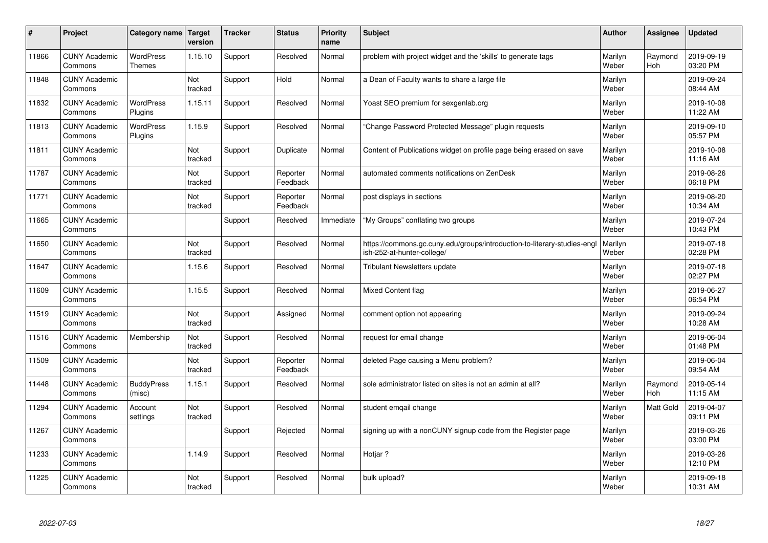| # | Project | Category name | Target version | Tracker | Status | Priority name | Subject | Author | Assignee | Updated |
|---|---|---|---|---|---|---|---|---|---|---|
| 11866 | CUNY Academic Commons | WordPress Themes | 1.15.10 | Support | Resolved | Normal | problem with project widget and the 'skills' to generate tags | Marilyn Weber | Raymond Hoh | 2019-09-19 03:20 PM |
| 11848 | CUNY Academic Commons | | Not tracked | Support | Hold | Normal | a Dean of Faculty wants to share a large file | Marilyn Weber | | 2019-09-24 08:44 AM |
| 11832 | CUNY Academic Commons | WordPress Plugins | 1.15.11 | Support | Resolved | Normal | Yoast SEO premium for sexgenlab.org | Marilyn Weber | | 2019-10-08 11:22 AM |
| 11813 | CUNY Academic Commons | WordPress Plugins | 1.15.9 | Support | Resolved | Normal | "Change Password Protected Message" plugin requests | Marilyn Weber | | 2019-09-10 05:57 PM |
| 11811 | CUNY Academic Commons | | Not tracked | Support | Duplicate | Normal | Content of Publications widget on profile page being erased on save | Marilyn Weber | | 2019-10-08 11:16 AM |
| 11787 | CUNY Academic Commons | | Not tracked | Support | Reporter Feedback | Normal | automated comments notifications on ZenDesk | Marilyn Weber | | 2019-08-26 06:18 PM |
| 11771 | CUNY Academic Commons | | Not tracked | Support | Reporter Feedback | Normal | post displays in sections | Marilyn Weber | | 2019-08-20 10:34 AM |
| 11665 | CUNY Academic Commons | | | Support | Resolved | Immediate | "My Groups" conflating two groups | Marilyn Weber | | 2019-07-24 10:43 PM |
| 11650 | CUNY Academic Commons | | Not tracked | Support | Resolved | Normal | https://commons.gc.cuny.edu/groups/introduction-to-literary-studies-english-252-at-hunter-college/ | Marilyn Weber | | 2019-07-18 02:28 PM |
| 11647 | CUNY Academic Commons | | 1.15.6 | Support | Resolved | Normal | Tribulant Newsletters update | Marilyn Weber | | 2019-07-18 02:27 PM |
| 11609 | CUNY Academic Commons | | 1.15.5 | Support | Resolved | Normal | Mixed Content flag | Marilyn Weber | | 2019-06-27 06:54 PM |
| 11519 | CUNY Academic Commons | | Not tracked | Support | Assigned | Normal | comment option not appearing | Marilyn Weber | | 2019-09-24 10:28 AM |
| 11516 | CUNY Academic Commons | Membership | Not tracked | Support | Resolved | Normal | request for email change | Marilyn Weber | | 2019-06-04 01:48 PM |
| 11509 | CUNY Academic Commons | | Not tracked | Support | Reporter Feedback | Normal | deleted Page causing a Menu problem? | Marilyn Weber | | 2019-06-04 09:54 AM |
| 11448 | CUNY Academic Commons | BuddyPress (misc) | 1.15.1 | Support | Resolved | Normal | sole administrator listed on sites is not an admin at all? | Marilyn Weber | Raymond Hoh | 2019-05-14 11:15 AM |
| 11294 | CUNY Academic Commons | Account settings | Not tracked | Support | Resolved | Normal | student emqail change | Marilyn Weber | Matt Gold | 2019-04-07 09:11 PM |
| 11267 | CUNY Academic Commons | | | Support | Rejected | Normal | signing up with a nonCUNY signup code from the Register page | Marilyn Weber | | 2019-03-26 03:00 PM |
| 11233 | CUNY Academic Commons | | 1.14.9 | Support | Resolved | Normal | Hotjar ? | Marilyn Weber | | 2019-03-26 12:10 PM |
| 11225 | CUNY Academic Commons | | Not tracked | Support | Resolved | Normal | bulk upload? | Marilyn Weber | | 2019-09-18 10:31 AM |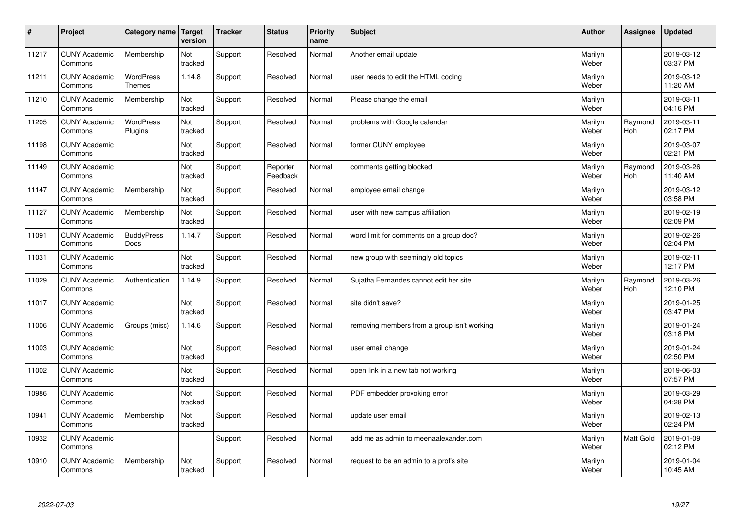| # | Project | Category name | Target version | Tracker | Status | Priority name | Subject | Author | Assignee | Updated |
|---|---|---|---|---|---|---|---|---|---|---|
| 11217 | CUNY Academic Commons | Membership | Not tracked | Support | Resolved | Normal | Another email update | Marilyn Weber | | 2019-03-12 03:37 PM |
| 11211 | CUNY Academic Commons | WordPress Themes | 1.14.8 | Support | Resolved | Normal | user needs to edit the HTML coding | Marilyn Weber | | 2019-03-12 11:20 AM |
| 11210 | CUNY Academic Commons | Membership | Not tracked | Support | Resolved | Normal | Please change the email | Marilyn Weber | | 2019-03-11 04:16 PM |
| 11205 | CUNY Academic Commons | WordPress Plugins | Not tracked | Support | Resolved | Normal | problems with Google calendar | Marilyn Weber | Raymond Hoh | 2019-03-11 02:17 PM |
| 11198 | CUNY Academic Commons | | Not tracked | Support | Resolved | Normal | former CUNY employee | Marilyn Weber | | 2019-03-07 02:21 PM |
| 11149 | CUNY Academic Commons | | Not tracked | Support | Reporter Feedback | Normal | comments getting blocked | Marilyn Weber | Raymond Hoh | 2019-03-26 11:40 AM |
| 11147 | CUNY Academic Commons | Membership | Not tracked | Support | Resolved | Normal | employee email change | Marilyn Weber | | 2019-03-12 03:58 PM |
| 11127 | CUNY Academic Commons | Membership | Not tracked | Support | Resolved | Normal | user with new campus affiliation | Marilyn Weber | | 2019-02-19 02:09 PM |
| 11091 | CUNY Academic Commons | BuddyPress Docs | 1.14.7 | Support | Resolved | Normal | word limit for comments on a group doc? | Marilyn Weber | | 2019-02-26 02:04 PM |
| 11031 | CUNY Academic Commons | | Not tracked | Support | Resolved | Normal | new group with seemingly old topics | Marilyn Weber | | 2019-02-11 12:17 PM |
| 11029 | CUNY Academic Commons | Authentication | 1.14.9 | Support | Resolved | Normal | Sujatha Fernandes cannot edit her site | Marilyn Weber | Raymond Hoh | 2019-03-26 12:10 PM |
| 11017 | CUNY Academic Commons | | Not tracked | Support | Resolved | Normal | site didn't save? | Marilyn Weber | | 2019-01-25 03:47 PM |
| 11006 | CUNY Academic Commons | Groups (misc) | 1.14.6 | Support | Resolved | Normal | removing members from a group isn't working | Marilyn Weber | | 2019-01-24 03:18 PM |
| 11003 | CUNY Academic Commons | | Not tracked | Support | Resolved | Normal | user email change | Marilyn Weber | | 2019-01-24 02:50 PM |
| 11002 | CUNY Academic Commons | | Not tracked | Support | Resolved | Normal | open link in a new tab not working | Marilyn Weber | | 2019-06-03 07:57 PM |
| 10986 | CUNY Academic Commons | | Not tracked | Support | Resolved | Normal | PDF embedder provoking error | Marilyn Weber | | 2019-03-29 04:28 PM |
| 10941 | CUNY Academic Commons | Membership | Not tracked | Support | Resolved | Normal | update user email | Marilyn Weber | | 2019-02-13 02:24 PM |
| 10932 | CUNY Academic Commons | | | Support | Resolved | Normal | add me as admin to meenaalexander.com | Marilyn Weber | Matt Gold | 2019-01-09 02:12 PM |
| 10910 | CUNY Academic Commons | Membership | Not tracked | Support | Resolved | Normal | request to be an admin to a prof's site | Marilyn Weber | | 2019-01-04 10:45 AM |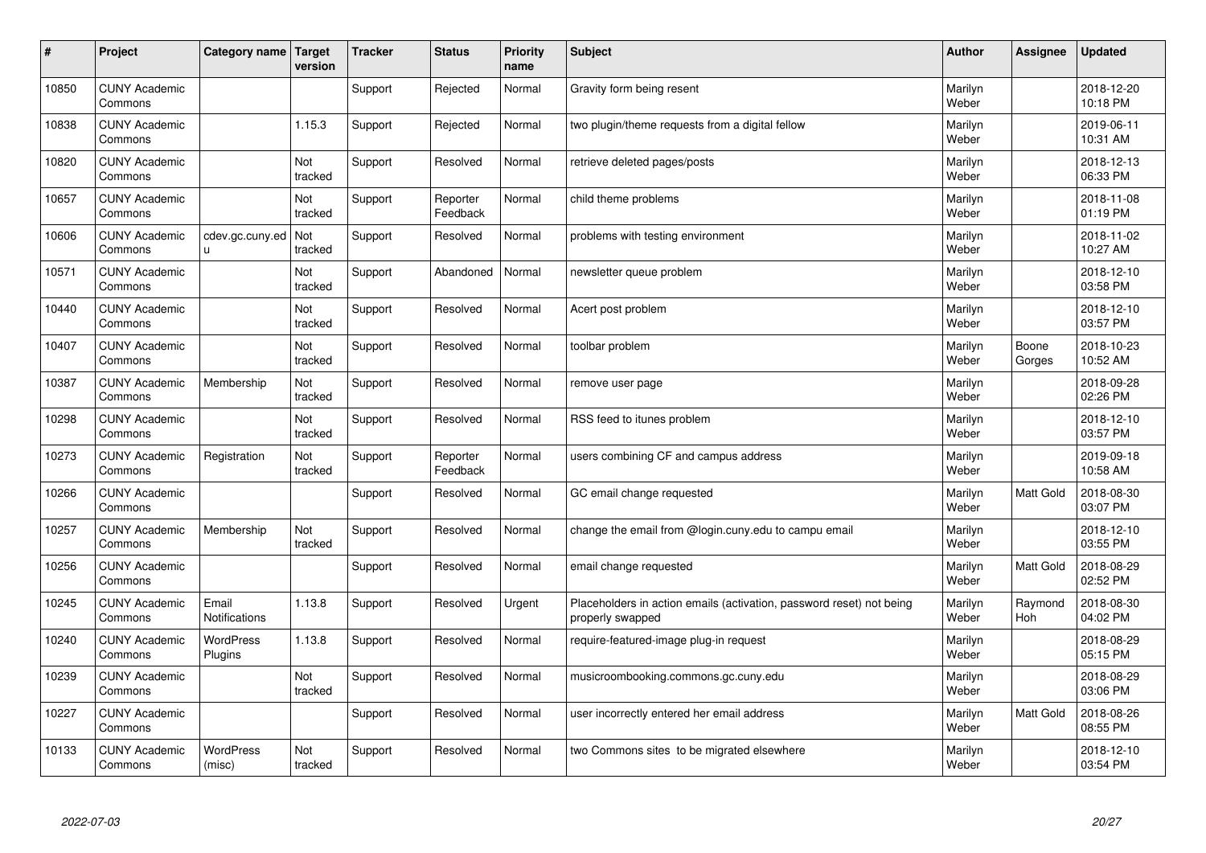| # | Project | Category name | Target version | Tracker | Status | Priority name | Subject | Author | Assignee | Updated |
|---|---|---|---|---|---|---|---|---|---|---|
| 10850 | CUNY Academic Commons | | | Support | Rejected | Normal | Gravity form being resent | Marilyn Weber | | 2018-12-20 10:18 PM |
| 10838 | CUNY Academic Commons | | 1.15.3 | Support | Rejected | Normal | two plugin/theme requests from a digital fellow | Marilyn Weber | | 2019-06-11 10:31 AM |
| 10820 | CUNY Academic Commons | | Not tracked | Support | Resolved | Normal | retrieve deleted pages/posts | Marilyn Weber | | 2018-12-13 06:33 PM |
| 10657 | CUNY Academic Commons | | Not tracked | Support | Reporter Feedback | Normal | child theme problems | Marilyn Weber | | 2018-11-08 01:19 PM |
| 10606 | CUNY Academic Commons | cdev.gc.cuny.edu | Not tracked | Support | Resolved | Normal | problems with testing environment | Marilyn Weber | | 2018-11-02 10:27 AM |
| 10571 | CUNY Academic Commons | | Not tracked | Support | Abandoned | Normal | newsletter queue problem | Marilyn Weber | | 2018-12-10 03:58 PM |
| 10440 | CUNY Academic Commons | | Not tracked | Support | Resolved | Normal | Acert post problem | Marilyn Weber | | 2018-12-10 03:57 PM |
| 10407 | CUNY Academic Commons | | Not tracked | Support | Resolved | Normal | toolbar problem | Marilyn Weber | Boone Gorges | 2018-10-23 10:52 AM |
| 10387 | CUNY Academic Commons | Membership | Not tracked | Support | Resolved | Normal | remove user page | Marilyn Weber | | 2018-09-28 02:26 PM |
| 10298 | CUNY Academic Commons | | Not tracked | Support | Resolved | Normal | RSS feed to itunes problem | Marilyn Weber | | 2018-12-10 03:57 PM |
| 10273 | CUNY Academic Commons | Registration | Not tracked | Support | Reporter Feedback | Normal | users combining CF and campus address | Marilyn Weber | | 2019-09-18 10:58 AM |
| 10266 | CUNY Academic Commons | | | Support | Resolved | Normal | GC email change requested | Marilyn Weber | Matt Gold | 2018-08-30 03:07 PM |
| 10257 | CUNY Academic Commons | Membership | Not tracked | Support | Resolved | Normal | change the email from @login.cuny.edu to campu email | Marilyn Weber | | 2018-12-10 03:55 PM |
| 10256 | CUNY Academic Commons | | | Support | Resolved | Normal | email change requested | Marilyn Weber | Matt Gold | 2018-08-29 02:52 PM |
| 10245 | CUNY Academic Commons | Email Notifications | 1.13.8 | Support | Resolved | Urgent | Placeholders in action emails (activation, password reset) not being properly swapped | Marilyn Weber | Raymond Hoh | 2018-08-30 04:02 PM |
| 10240 | CUNY Academic Commons | WordPress Plugins | 1.13.8 | Support | Resolved | Normal | require-featured-image plug-in request | Marilyn Weber | | 2018-08-29 05:15 PM |
| 10239 | CUNY Academic Commons | | Not tracked | Support | Resolved | Normal | musicroombooking.commons.gc.cuny.edu | Marilyn Weber | | 2018-08-29 03:06 PM |
| 10227 | CUNY Academic Commons | | | Support | Resolved | Normal | user incorrectly entered her email address | Marilyn Weber | Matt Gold | 2018-08-26 08:55 PM |
| 10133 | CUNY Academic Commons | WordPress (misc) | Not tracked | Support | Resolved | Normal | two Commons sites to be migrated elsewhere | Marilyn Weber | | 2018-12-10 03:54 PM |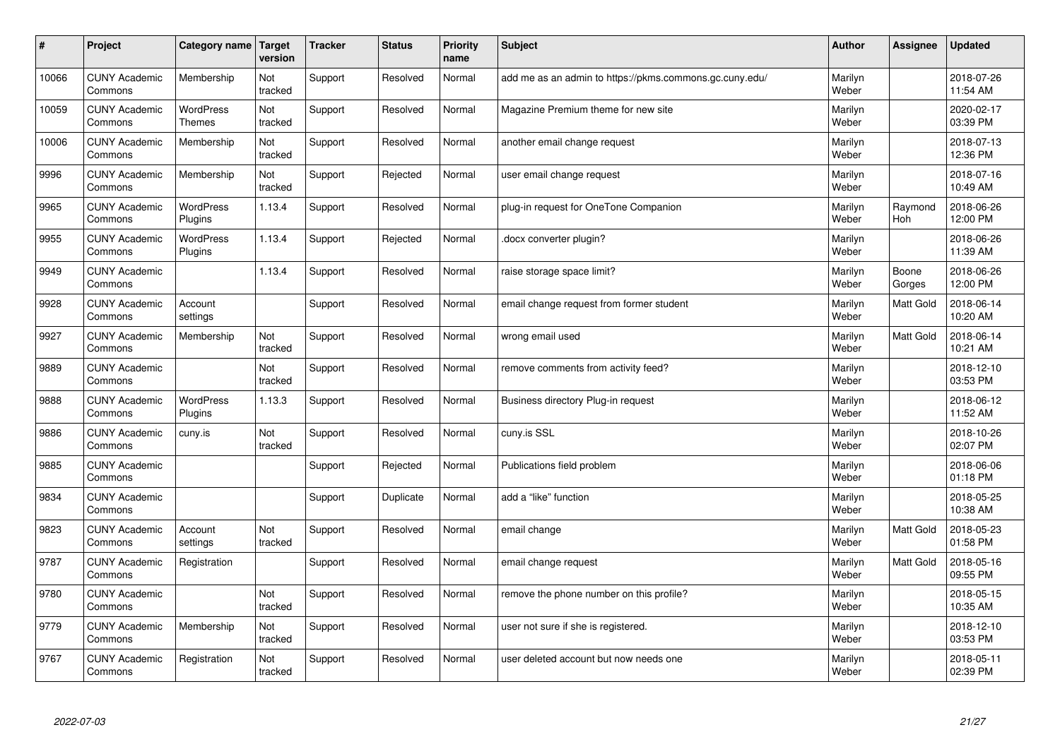| # | Project | Category name | Target version | Tracker | Status | Priority name | Subject | Author | Assignee | Updated |
|---|---|---|---|---|---|---|---|---|---|---|
| 10066 | CUNY Academic Commons | Membership | Not tracked | Support | Resolved | Normal | add me as an admin to https://pkms.commons.gc.cuny.edu/ | Marilyn Weber | | 2018-07-26 11:54 AM |
| 10059 | CUNY Academic Commons | WordPress Themes | Not tracked | Support | Resolved | Normal | Magazine Premium theme for new site | Marilyn Weber | | 2020-02-17 03:39 PM |
| 10006 | CUNY Academic Commons | Membership | Not tracked | Support | Resolved | Normal | another email change request | Marilyn Weber | | 2018-07-13 12:36 PM |
| 9996 | CUNY Academic Commons | Membership | Not tracked | Support | Rejected | Normal | user email change request | Marilyn Weber | | 2018-07-16 10:49 AM |
| 9965 | CUNY Academic Commons | WordPress Plugins | 1.13.4 | Support | Resolved | Normal | plug-in request for OneTone Companion | Marilyn Weber | Raymond Hoh | 2018-06-26 12:00 PM |
| 9955 | CUNY Academic Commons | WordPress Plugins | 1.13.4 | Support | Rejected | Normal | .docx converter plugin? | Marilyn Weber | | 2018-06-26 11:39 AM |
| 9949 | CUNY Academic Commons | | 1.13.4 | Support | Resolved | Normal | raise storage space limit? | Marilyn Weber | Boone Gorges | 2018-06-26 12:00 PM |
| 9928 | CUNY Academic Commons | Account settings | | Support | Resolved | Normal | email change request from former student | Marilyn Weber | Matt Gold | 2018-06-14 10:20 AM |
| 9927 | CUNY Academic Commons | Membership | Not tracked | Support | Resolved | Normal | wrong email used | Marilyn Weber | Matt Gold | 2018-06-14 10:21 AM |
| 9889 | CUNY Academic Commons | | Not tracked | Support | Resolved | Normal | remove comments from activity feed? | Marilyn Weber | | 2018-12-10 03:53 PM |
| 9888 | CUNY Academic Commons | WordPress Plugins | 1.13.3 | Support | Resolved | Normal | Business directory Plug-in request | Marilyn Weber | | 2018-06-12 11:52 AM |
| 9886 | CUNY Academic Commons | cuny.is | Not tracked | Support | Resolved | Normal | cuny.is SSL | Marilyn Weber | | 2018-10-26 02:07 PM |
| 9885 | CUNY Academic Commons | | | Support | Rejected | Normal | Publications field problem | Marilyn Weber | | 2018-06-06 01:18 PM |
| 9834 | CUNY Academic Commons | | | Support | Duplicate | Normal | add a "like" function | Marilyn Weber | | 2018-05-25 10:38 AM |
| 9823 | CUNY Academic Commons | Account settings | Not tracked | Support | Resolved | Normal | email change | Marilyn Weber | Matt Gold | 2018-05-23 01:58 PM |
| 9787 | CUNY Academic Commons | Registration | | Support | Resolved | Normal | email change request | Marilyn Weber | Matt Gold | 2018-05-16 09:55 PM |
| 9780 | CUNY Academic Commons | | Not tracked | Support | Resolved | Normal | remove the phone number on this profile? | Marilyn Weber | | 2018-05-15 10:35 AM |
| 9779 | CUNY Academic Commons | Membership | Not tracked | Support | Resolved | Normal | user not sure if she is registered. | Marilyn Weber | | 2018-12-10 03:53 PM |
| 9767 | CUNY Academic Commons | Registration | Not tracked | Support | Resolved | Normal | user deleted account but now needs one | Marilyn Weber | | 2018-05-11 02:39 PM |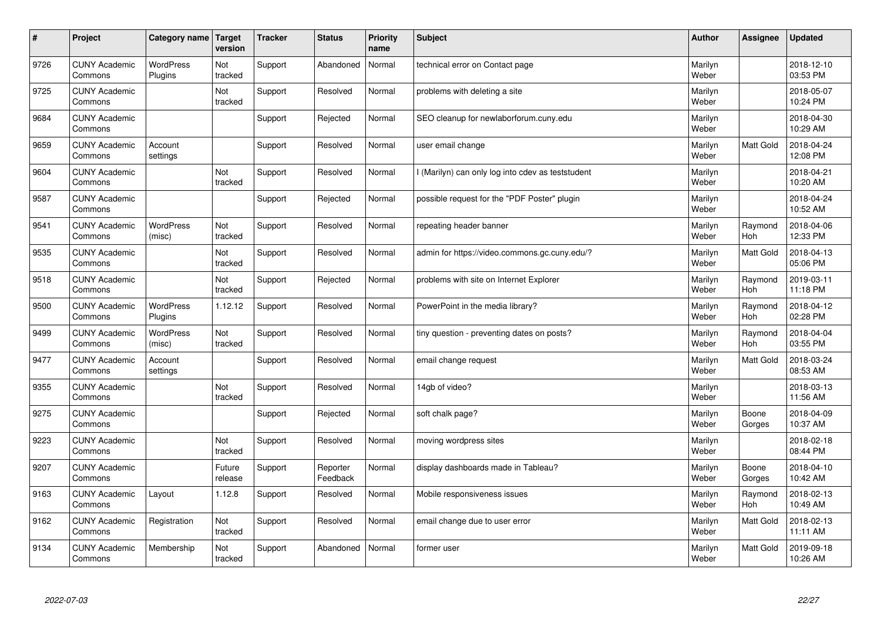| # | Project | Category name | Target version | Tracker | Status | Priority name | Subject | Author | Assignee | Updated |
|---|---|---|---|---|---|---|---|---|---|---|
| 9726 | CUNY Academic Commons | WordPress Plugins | Not tracked | Support | Abandoned | Normal | technical error on Contact page | Marilyn Weber | | 2018-12-10 03:53 PM |
| 9725 | CUNY Academic Commons | | Not tracked | Support | Resolved | Normal | problems with deleting a site | Marilyn Weber | | 2018-05-07 10:24 PM |
| 9684 | CUNY Academic Commons | | | Support | Rejected | Normal | SEO cleanup for newlaborforum.cuny.edu | Marilyn Weber | | 2018-04-30 10:29 AM |
| 9659 | CUNY Academic Commons | Account settings | | Support | Resolved | Normal | user email change | Marilyn Weber | Matt Gold | 2018-04-24 12:08 PM |
| 9604 | CUNY Academic Commons | | Not tracked | Support | Resolved | Normal | I (Marilyn) can only log into cdev as teststudent | Marilyn Weber | | 2018-04-21 10:20 AM |
| 9587 | CUNY Academic Commons | | | Support | Rejected | Normal | possible request for the "PDF Poster" plugin | Marilyn Weber | | 2018-04-24 10:52 AM |
| 9541 | CUNY Academic Commons | WordPress (misc) | Not tracked | Support | Resolved | Normal | repeating header banner | Marilyn Weber | Raymond Hoh | 2018-04-06 12:33 PM |
| 9535 | CUNY Academic Commons | | Not tracked | Support | Resolved | Normal | admin for https://video.commons.gc.cuny.edu/? | Marilyn Weber | Matt Gold | 2018-04-13 05:06 PM |
| 9518 | CUNY Academic Commons | | Not tracked | Support | Rejected | Normal | problems with site on Internet Explorer | Marilyn Weber | Raymond Hoh | 2019-03-11 11:18 PM |
| 9500 | CUNY Academic Commons | WordPress Plugins | 1.12.12 | Support | Resolved | Normal | PowerPoint in the media library? | Marilyn Weber | Raymond Hoh | 2018-04-12 02:28 PM |
| 9499 | CUNY Academic Commons | WordPress (misc) | Not tracked | Support | Resolved | Normal | tiny question - preventing dates on posts? | Marilyn Weber | Raymond Hoh | 2018-04-04 03:55 PM |
| 9477 | CUNY Academic Commons | Account settings | | Support | Resolved | Normal | email change request | Marilyn Weber | Matt Gold | 2018-03-24 08:53 AM |
| 9355 | CUNY Academic Commons | | Not tracked | Support | Resolved | Normal | 14gb of video? | Marilyn Weber | | 2018-03-13 11:56 AM |
| 9275 | CUNY Academic Commons | | | Support | Rejected | Normal | soft chalk page? | Marilyn Weber | Boone Gorges | 2018-04-09 10:37 AM |
| 9223 | CUNY Academic Commons | | Not tracked | Support | Resolved | Normal | moving wordpress sites | Marilyn Weber | | 2018-02-18 08:44 PM |
| 9207 | CUNY Academic Commons | | Future release | Support | Reporter Feedback | Normal | display dashboards made in Tableau? | Marilyn Weber | Boone Gorges | 2018-04-10 10:42 AM |
| 9163 | CUNY Academic Commons | Layout | 1.12.8 | Support | Resolved | Normal | Mobile responsiveness issues | Marilyn Weber | Raymond Hoh | 2018-02-13 10:49 AM |
| 9162 | CUNY Academic Commons | Registration | Not tracked | Support | Resolved | Normal | email change due to user error | Marilyn Weber | Matt Gold | 2018-02-13 11:11 AM |
| 9134 | CUNY Academic Commons | Membership | Not tracked | Support | Abandoned | Normal | former user | Marilyn Weber | Matt Gold | 2019-09-18 10:26 AM |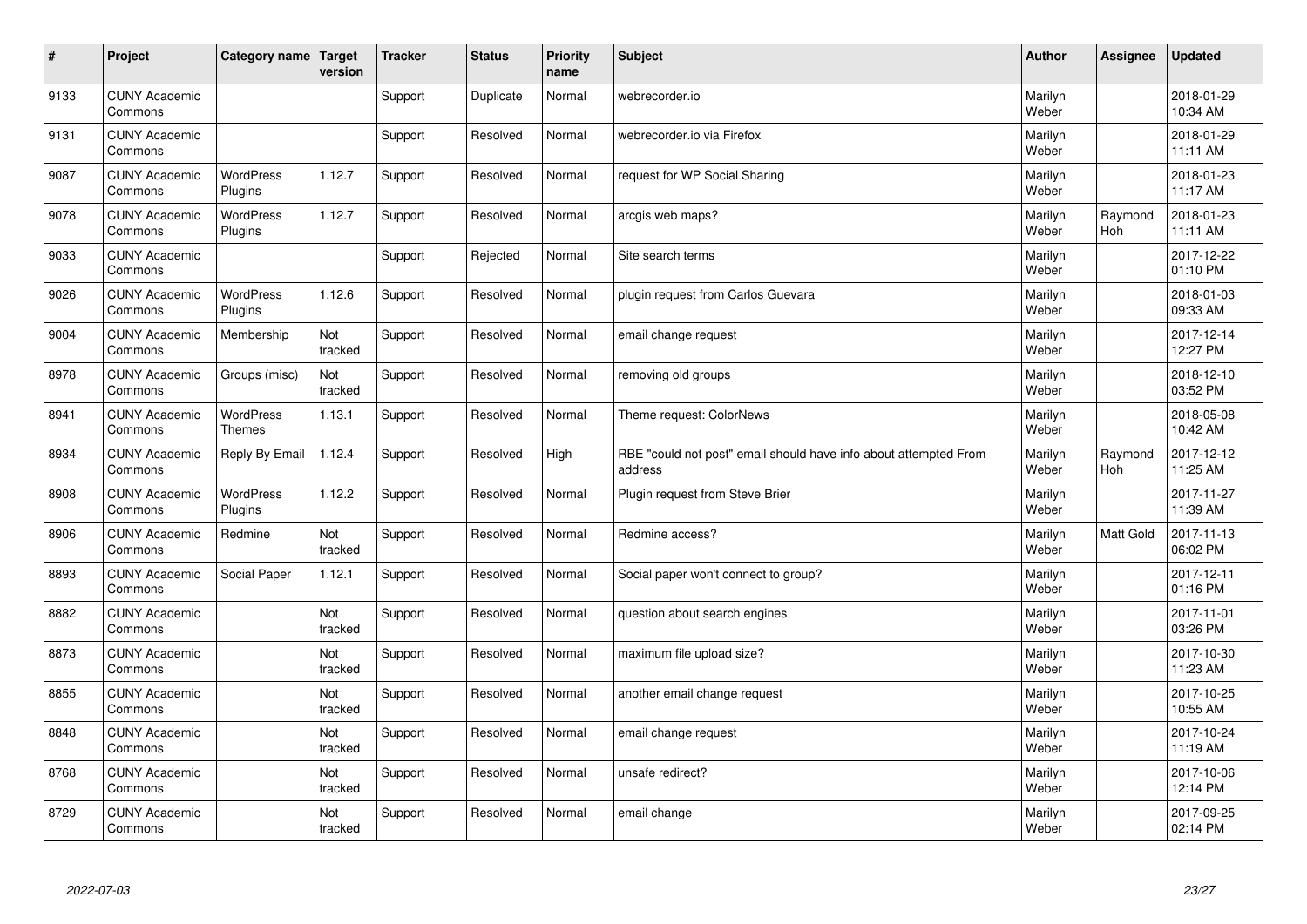| # | Project | Category name | Target version | Tracker | Status | Priority name | Subject | Author | Assignee | Updated |
|---|---|---|---|---|---|---|---|---|---|---|
| 9133 | CUNY Academic Commons | | | Support | Duplicate | Normal | webrecorder.io | Marilyn Weber | | 2018-01-29 10:34 AM |
| 9131 | CUNY Academic Commons | | | Support | Resolved | Normal | webrecorder.io via Firefox | Marilyn Weber | | 2018-01-29 11:11 AM |
| 9087 | CUNY Academic Commons | WordPress Plugins | 1.12.7 | Support | Resolved | Normal | request for WP Social Sharing | Marilyn Weber | | 2018-01-23 11:17 AM |
| 9078 | CUNY Academic Commons | WordPress Plugins | 1.12.7 | Support | Resolved | Normal | arcgis web maps? | Marilyn Weber | Raymond Hoh | 2018-01-23 11:11 AM |
| 9033 | CUNY Academic Commons | | | Support | Rejected | Normal | Site search terms | Marilyn Weber | | 2017-12-22 01:10 PM |
| 9026 | CUNY Academic Commons | WordPress Plugins | 1.12.6 | Support | Resolved | Normal | plugin request from Carlos Guevara | Marilyn Weber | | 2018-01-03 09:33 AM |
| 9004 | CUNY Academic Commons | Membership | Not tracked | Support | Resolved | Normal | email change request | Marilyn Weber | | 2017-12-14 12:27 PM |
| 8978 | CUNY Academic Commons | Groups (misc) | Not tracked | Support | Resolved | Normal | removing old groups | Marilyn Weber | | 2018-12-10 03:52 PM |
| 8941 | CUNY Academic Commons | WordPress Themes | 1.13.1 | Support | Resolved | Normal | Theme request: ColorNews | Marilyn Weber | | 2018-05-08 10:42 AM |
| 8934 | CUNY Academic Commons | Reply By Email | 1.12.4 | Support | Resolved | High | RBE "could not post" email should have info about attempted From address | Marilyn Weber | Raymond Hoh | 2017-12-12 11:25 AM |
| 8908 | CUNY Academic Commons | WordPress Plugins | 1.12.2 | Support | Resolved | Normal | Plugin request from Steve Brier | Marilyn Weber | | 2017-11-27 11:39 AM |
| 8906 | CUNY Academic Commons | Redmine | Not tracked | Support | Resolved | Normal | Redmine access? | Marilyn Weber | Matt Gold | 2017-11-13 06:02 PM |
| 8893 | CUNY Academic Commons | Social Paper | 1.12.1 | Support | Resolved | Normal | Social paper won't connect to group? | Marilyn Weber | | 2017-12-11 01:16 PM |
| 8882 | CUNY Academic Commons | | Not tracked | Support | Resolved | Normal | question about search engines | Marilyn Weber | | 2017-11-01 03:26 PM |
| 8873 | CUNY Academic Commons | | Not tracked | Support | Resolved | Normal | maximum file upload size? | Marilyn Weber | | 2017-10-30 11:23 AM |
| 8855 | CUNY Academic Commons | | Not tracked | Support | Resolved | Normal | another email change request | Marilyn Weber | | 2017-10-25 10:55 AM |
| 8848 | CUNY Academic Commons | | Not tracked | Support | Resolved | Normal | email change request | Marilyn Weber | | 2017-10-24 11:19 AM |
| 8768 | CUNY Academic Commons | | Not tracked | Support | Resolved | Normal | unsafe redirect? | Marilyn Weber | | 2017-10-06 12:14 PM |
| 8729 | CUNY Academic Commons | | Not tracked | Support | Resolved | Normal | email change | Marilyn Weber | | 2017-09-25 02:14 PM |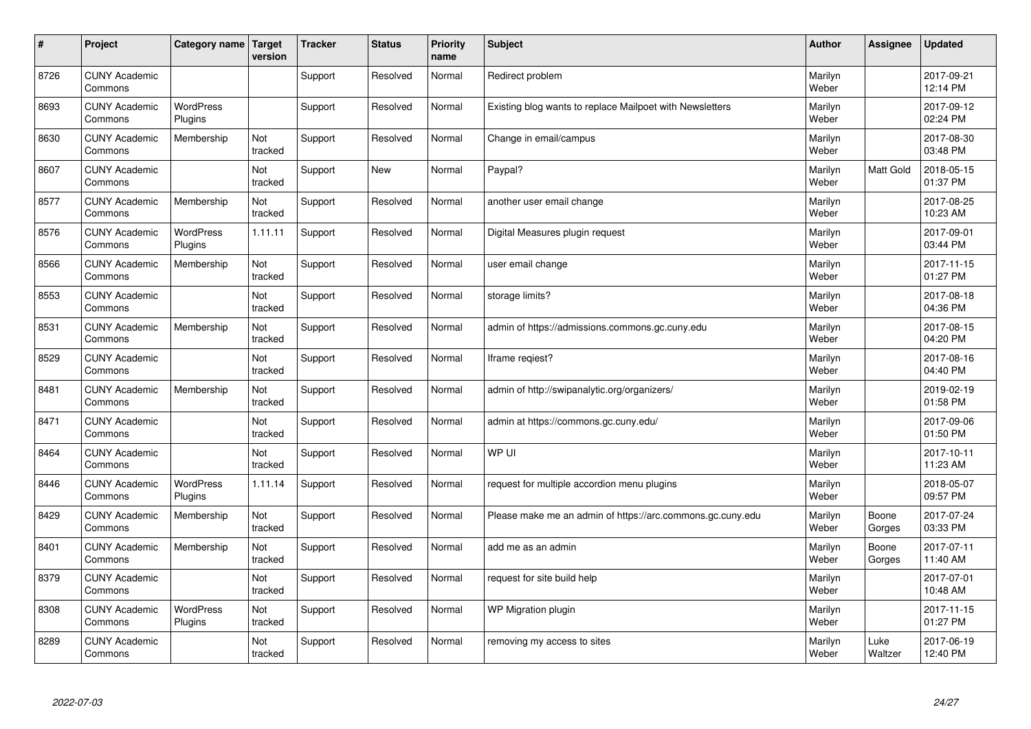| # | Project | Category name | Target version | Tracker | Status | Priority name | Subject | Author | Assignee | Updated |
|---|---|---|---|---|---|---|---|---|---|---|
| 8726 | CUNY Academic Commons | | | Support | Resolved | Normal | Redirect problem | Marilyn Weber | | 2017-09-21 12:14 PM |
| 8693 | CUNY Academic Commons | WordPress Plugins | | Support | Resolved | Normal | Existing blog wants to replace Mailpoet with Newsletters | Marilyn Weber | | 2017-09-12 02:24 PM |
| 8630 | CUNY Academic Commons | Membership | Not tracked | Support | Resolved | Normal | Change in email/campus | Marilyn Weber | | 2017-08-30 03:48 PM |
| 8607 | CUNY Academic Commons | | Not tracked | Support | New | Normal | Paypal? | Marilyn Weber | Matt Gold | 2018-05-15 01:37 PM |
| 8577 | CUNY Academic Commons | Membership | Not tracked | Support | Resolved | Normal | another user email change | Marilyn Weber | | 2017-08-25 10:23 AM |
| 8576 | CUNY Academic Commons | WordPress Plugins | 1.11.11 | Support | Resolved | Normal | Digital Measures plugin request | Marilyn Weber | | 2017-09-01 03:44 PM |
| 8566 | CUNY Academic Commons | Membership | Not tracked | Support | Resolved | Normal | user email change | Marilyn Weber | | 2017-11-15 01:27 PM |
| 8553 | CUNY Academic Commons | | Not tracked | Support | Resolved | Normal | storage limits? | Marilyn Weber | | 2017-08-18 04:36 PM |
| 8531 | CUNY Academic Commons | Membership | Not tracked | Support | Resolved | Normal | admin of https://admissions.commons.gc.cuny.edu | Marilyn Weber | | 2017-08-15 04:20 PM |
| 8529 | CUNY Academic Commons | | Not tracked | Support | Resolved | Normal | Iframe reqiest? | Marilyn Weber | | 2017-08-16 04:40 PM |
| 8481 | CUNY Academic Commons | Membership | Not tracked | Support | Resolved | Normal | admin of http://swipanalytic.org/organizers/ | Marilyn Weber | | 2019-02-19 01:58 PM |
| 8471 | CUNY Academic Commons | | Not tracked | Support | Resolved | Normal | admin at https://commons.gc.cuny.edu/ | Marilyn Weber | | 2017-09-06 01:50 PM |
| 8464 | CUNY Academic Commons | | Not tracked | Support | Resolved | Normal | WP UI | Marilyn Weber | | 2017-10-11 11:23 AM |
| 8446 | CUNY Academic Commons | WordPress Plugins | 1.11.14 | Support | Resolved | Normal | request for multiple accordion menu plugins | Marilyn Weber | | 2018-05-07 09:57 PM |
| 8429 | CUNY Academic Commons | Membership | Not tracked | Support | Resolved | Normal | Please make me an admin of https://arc.commons.gc.cuny.edu | Marilyn Weber | Boone Gorges | 2017-07-24 03:33 PM |
| 8401 | CUNY Academic Commons | Membership | Not tracked | Support | Resolved | Normal | add me as an admin | Marilyn Weber | Boone Gorges | 2017-07-11 11:40 AM |
| 8379 | CUNY Academic Commons | | Not tracked | Support | Resolved | Normal | request for site build help | Marilyn Weber | | 2017-07-01 10:48 AM |
| 8308 | CUNY Academic Commons | WordPress Plugins | Not tracked | Support | Resolved | Normal | WP Migration plugin | Marilyn Weber | | 2017-11-15 01:27 PM |
| 8289 | CUNY Academic Commons | | Not tracked | Support | Resolved | Normal | removing my access to sites | Marilyn Weber | Luke Waltzer | 2017-06-19 12:40 PM |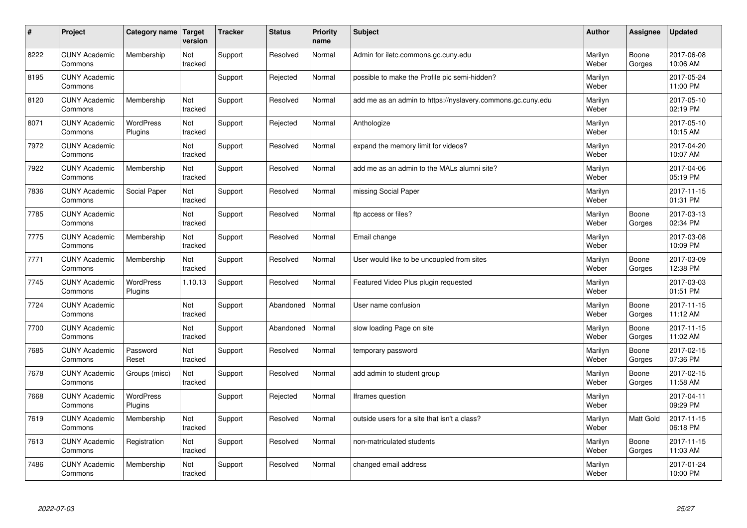| # | Project | Category name | Target version | Tracker | Status | Priority name | Subject | Author | Assignee | Updated |
|---|---|---|---|---|---|---|---|---|---|---|
| 8222 | CUNY Academic Commons | Membership | Not tracked | Support | Resolved | Normal | Admin for iletc.commons.gc.cuny.edu | Marilyn Weber | Boone Gorges | 2017-06-08 10:06 AM |
| 8195 | CUNY Academic Commons | | | Support | Rejected | Normal | possible to make the Profile pic semi-hidden? | Marilyn Weber | | 2017-05-24 11:00 PM |
| 8120 | CUNY Academic Commons | Membership | Not tracked | Support | Resolved | Normal | add me as an admin to https://nyslavery.commons.gc.cuny.edu | Marilyn Weber | | 2017-05-10 02:19 PM |
| 8071 | CUNY Academic Commons | WordPress Plugins | Not tracked | Support | Rejected | Normal | Anthologize | Marilyn Weber | | 2017-05-10 10:15 AM |
| 7972 | CUNY Academic Commons | | Not tracked | Support | Resolved | Normal | expand the memory limit for videos? | Marilyn Weber | | 2017-04-20 10:07 AM |
| 7922 | CUNY Academic Commons | Membership | Not tracked | Support | Resolved | Normal | add me as an admin to the MALs alumni site? | Marilyn Weber | | 2017-04-06 05:19 PM |
| 7836 | CUNY Academic Commons | Social Paper | Not tracked | Support | Resolved | Normal | missing Social Paper | Marilyn Weber | | 2017-11-15 01:31 PM |
| 7785 | CUNY Academic Commons | | Not tracked | Support | Resolved | Normal | ftp access or files? | Marilyn Weber | Boone Gorges | 2017-03-13 02:34 PM |
| 7775 | CUNY Academic Commons | Membership | Not tracked | Support | Resolved | Normal | Email change | Marilyn Weber | | 2017-03-08 10:09 PM |
| 7771 | CUNY Academic Commons | Membership | Not tracked | Support | Resolved | Normal | User would like to be uncoupled from sites | Marilyn Weber | Boone Gorges | 2017-03-09 12:38 PM |
| 7745 | CUNY Academic Commons | WordPress Plugins | 1.10.13 | Support | Resolved | Normal | Featured Video Plus plugin requested | Marilyn Weber | | 2017-03-03 01:51 PM |
| 7724 | CUNY Academic Commons | | Not tracked | Support | Abandoned | Normal | User name confusion | Marilyn Weber | Boone Gorges | 2017-11-15 11:12 AM |
| 7700 | CUNY Academic Commons | | Not tracked | Support | Abandoned | Normal | slow loading Page on site | Marilyn Weber | Boone Gorges | 2017-11-15 11:02 AM |
| 7685 | CUNY Academic Commons | Password Reset | Not tracked | Support | Resolved | Normal | temporary password | Marilyn Weber | Boone Gorges | 2017-02-15 07:36 PM |
| 7678 | CUNY Academic Commons | Groups (misc) | Not tracked | Support | Resolved | Normal | add admin to student group | Marilyn Weber | Boone Gorges | 2017-02-15 11:58 AM |
| 7668 | CUNY Academic Commons | WordPress Plugins | | Support | Rejected | Normal | Iframes question | Marilyn Weber | | 2017-04-11 09:29 PM |
| 7619 | CUNY Academic Commons | Membership | Not tracked | Support | Resolved | Normal | outside users for a site that isn't a class? | Marilyn Weber | Matt Gold | 2017-11-15 06:18 PM |
| 7613 | CUNY Academic Commons | Registration | Not tracked | Support | Resolved | Normal | non-matriculated students | Marilyn Weber | Boone Gorges | 2017-11-15 11:03 AM |
| 7486 | CUNY Academic Commons | Membership | Not tracked | Support | Resolved | Normal | changed email address | Marilyn Weber | | 2017-01-24 10:00 PM |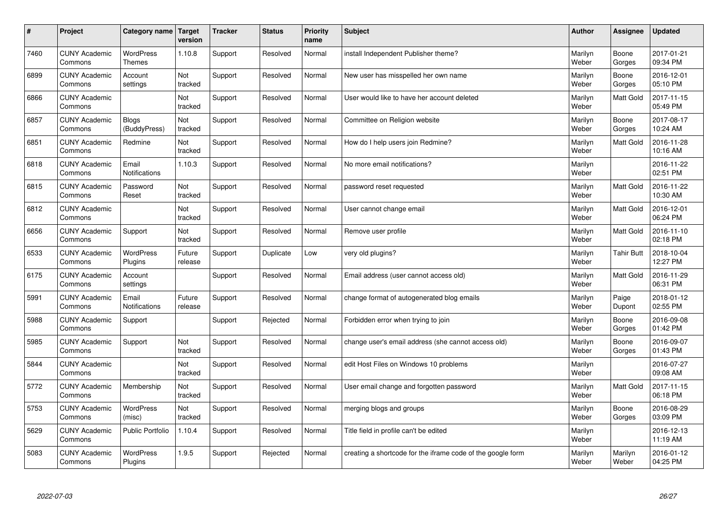| # | Project | Category name | Target version | Tracker | Status | Priority name | Subject | Author | Assignee | Updated |
|---|---|---|---|---|---|---|---|---|---|---|
| 7460 | CUNY Academic Commons | WordPress Themes | 1.10.8 | Support | Resolved | Normal | install Independent Publisher theme? | Marilyn Weber | Boone Gorges | 2017-01-21 09:34 PM |
| 6899 | CUNY Academic Commons | Account settings | Not tracked | Support | Resolved | Normal | New user has misspelled her own name | Marilyn Weber | Boone Gorges | 2016-12-01 05:10 PM |
| 6866 | CUNY Academic Commons | | Not tracked | Support | Resolved | Normal | User would like to have her account deleted | Marilyn Weber | Matt Gold | 2017-11-15 05:49 PM |
| 6857 | CUNY Academic Commons | Blogs (BuddyPress) | Not tracked | Support | Resolved | Normal | Committee on Religion website | Marilyn Weber | Boone Gorges | 2017-08-17 10:24 AM |
| 6851 | CUNY Academic Commons | Redmine | Not tracked | Support | Resolved | Normal | How do I help users join Redmine? | Marilyn Weber | Matt Gold | 2016-11-28 10:16 AM |
| 6818 | CUNY Academic Commons | Email Notifications | 1.10.3 | Support | Resolved | Normal | No more email notifications? | Marilyn Weber | | 2016-11-22 02:51 PM |
| 6815 | CUNY Academic Commons | Password Reset | Not tracked | Support | Resolved | Normal | password reset requested | Marilyn Weber | Matt Gold | 2016-11-22 10:30 AM |
| 6812 | CUNY Academic Commons | | Not tracked | Support | Resolved | Normal | User cannot change email | Marilyn Weber | Matt Gold | 2016-12-01 06:24 PM |
| 6656 | CUNY Academic Commons | Support | Not tracked | Support | Resolved | Normal | Remove user profile | Marilyn Weber | Matt Gold | 2016-11-10 02:18 PM |
| 6533 | CUNY Academic Commons | WordPress Plugins | Future release | Support | Duplicate | Low | very old plugins? | Marilyn Weber | Tahir Butt | 2018-10-04 12:27 PM |
| 6175 | CUNY Academic Commons | Account settings | | Support | Resolved | Normal | Email address (user cannot access old) | Marilyn Weber | Matt Gold | 2016-11-29 06:31 PM |
| 5991 | CUNY Academic Commons | Email Notifications | Future release | Support | Resolved | Normal | change format of autogenerated blog emails | Marilyn Weber | Paige Dupont | 2018-01-12 02:55 PM |
| 5988 | CUNY Academic Commons | Support | | Support | Rejected | Normal | Forbidden error when trying to join | Marilyn Weber | Boone Gorges | 2016-09-08 01:42 PM |
| 5985 | CUNY Academic Commons | Support | Not tracked | Support | Resolved | Normal | change user's email address (she cannot access old) | Marilyn Weber | Boone Gorges | 2016-09-07 01:43 PM |
| 5844 | CUNY Academic Commons | | Not tracked | Support | Resolved | Normal | edit Host Files on Windows 10 problems | Marilyn Weber | | 2016-07-27 09:08 AM |
| 5772 | CUNY Academic Commons | Membership | Not tracked | Support | Resolved | Normal | User email change and forgotten password | Marilyn Weber | Matt Gold | 2017-11-15 06:18 PM |
| 5753 | CUNY Academic Commons | WordPress (misc) | Not tracked | Support | Resolved | Normal | merging blogs and groups | Marilyn Weber | Boone Gorges | 2016-08-29 03:09 PM |
| 5629 | CUNY Academic Commons | Public Portfolio | 1.10.4 | Support | Resolved | Normal | Title field in profile can't be edited | Marilyn Weber | | 2016-12-13 11:19 AM |
| 5083 | CUNY Academic Commons | WordPress Plugins | 1.9.5 | Support | Rejected | Normal | creating a shortcode for the iframe code of the google form | Marilyn Weber | Marilyn Weber | 2016-01-12 04:25 PM |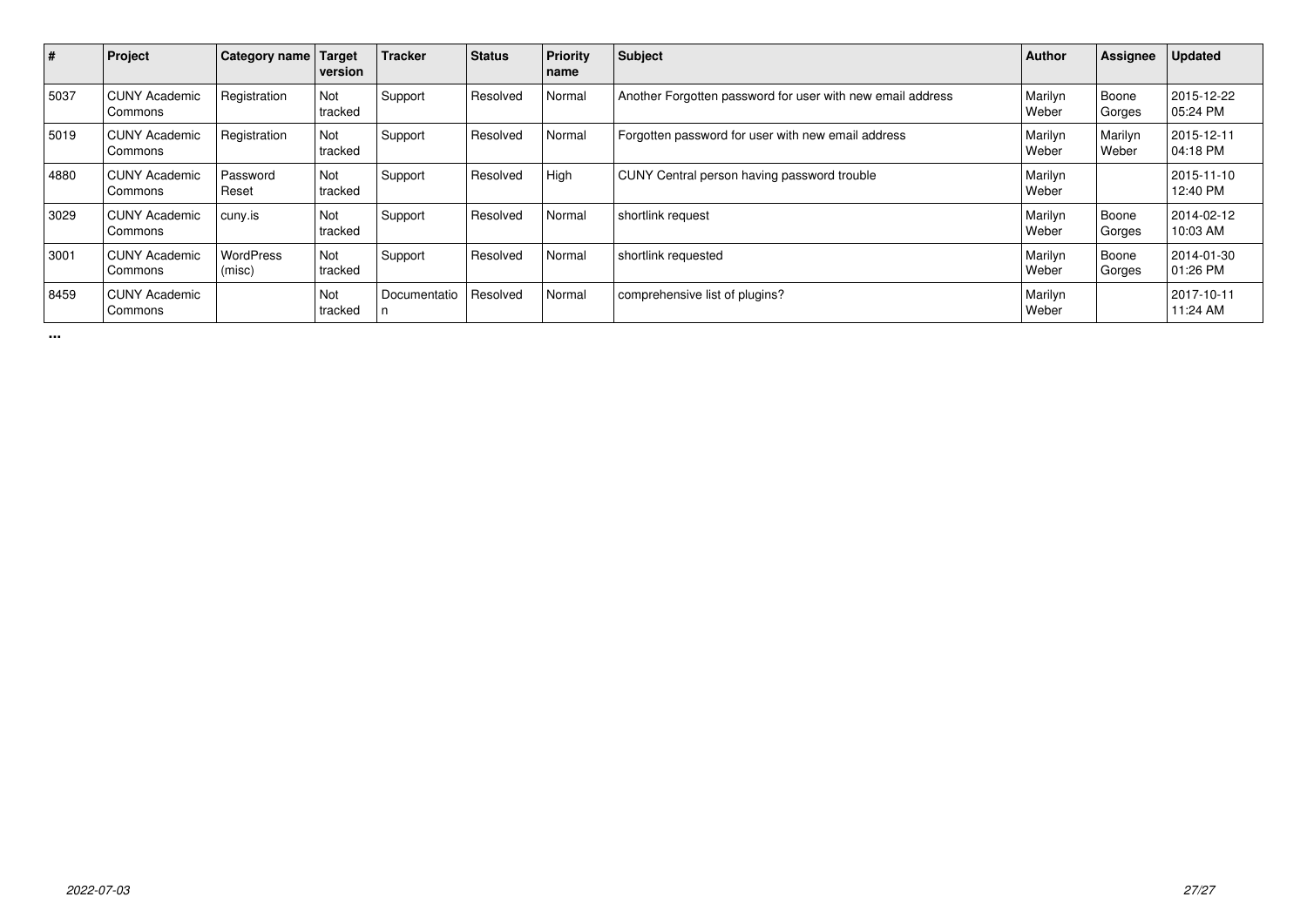| # | Project | Category name | Target version | Tracker | Status | Priority name | Subject | Author | Assignee | Updated |
|---|---|---|---|---|---|---|---|---|---|---|
| 5037 | CUNY Academic Commons | Registration | Not tracked | Support | Resolved | Normal | Another Forgotten password for user with new email address | Marilyn Weber | Boone Gorges | 2015-12-22 05:24 PM |
| 5019 | CUNY Academic Commons | Registration | Not tracked | Support | Resolved | Normal | Forgotten password for user with new email address | Marilyn Weber | Marilyn Weber | 2015-12-11 04:18 PM |
| 4880 | CUNY Academic Commons | Password Reset | Not tracked | Support | Resolved | High | CUNY Central person having password trouble | Marilyn Weber | | 2015-11-10 12:40 PM |
| 3029 | CUNY Academic Commons | cuny.is | Not tracked | Support | Resolved | Normal | shortlink request | Marilyn Weber | Boone Gorges | 2014-02-12 10:03 AM |
| 3001 | CUNY Academic Commons | WordPress (misc) | Not tracked | Support | Resolved | Normal | shortlink requested | Marilyn Weber | Boone Gorges | 2014-01-30 01:26 PM |
| 8459 | CUNY Academic Commons | | Not tracked | Documentation | Resolved | Normal | comprehensive list of plugins? | Marilyn Weber | | 2017-10-11 11:24 AM |

...